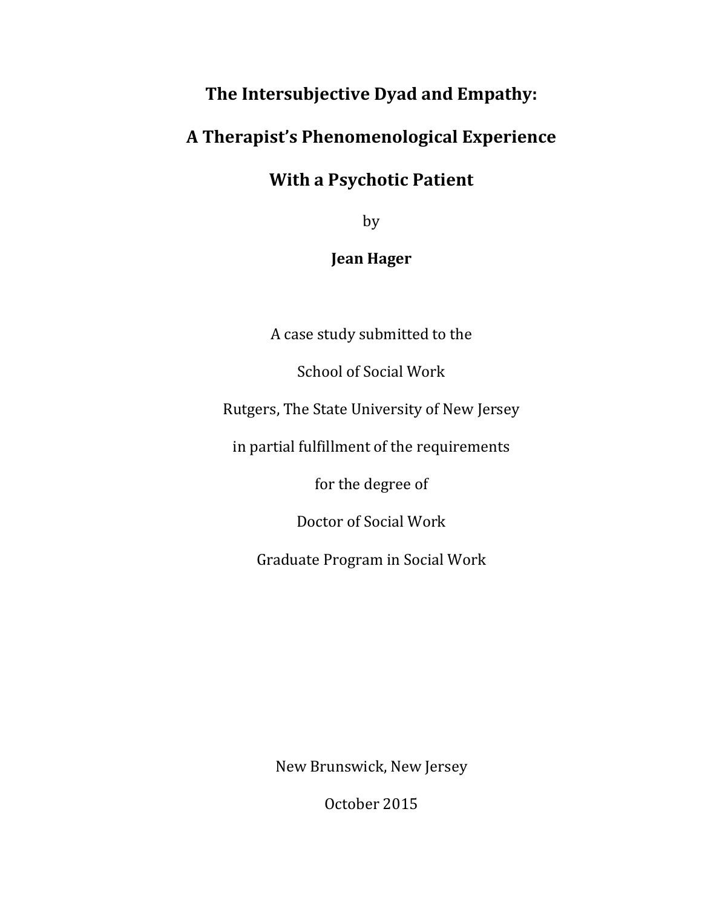# The Intersubjective Dyad and Empathy:

# A Therapist's Phenomenological Experience

# With a Psychotic Patient

by

**Jean Hager**

A case study submitted to the

School of Social Work

Rutgers, The State University of New Jersey

in partial fulfillment of the requirements

for the degree of

Doctor of Social Work

Graduate Program in Social Work

New Brunswick, New Jersey

October 2015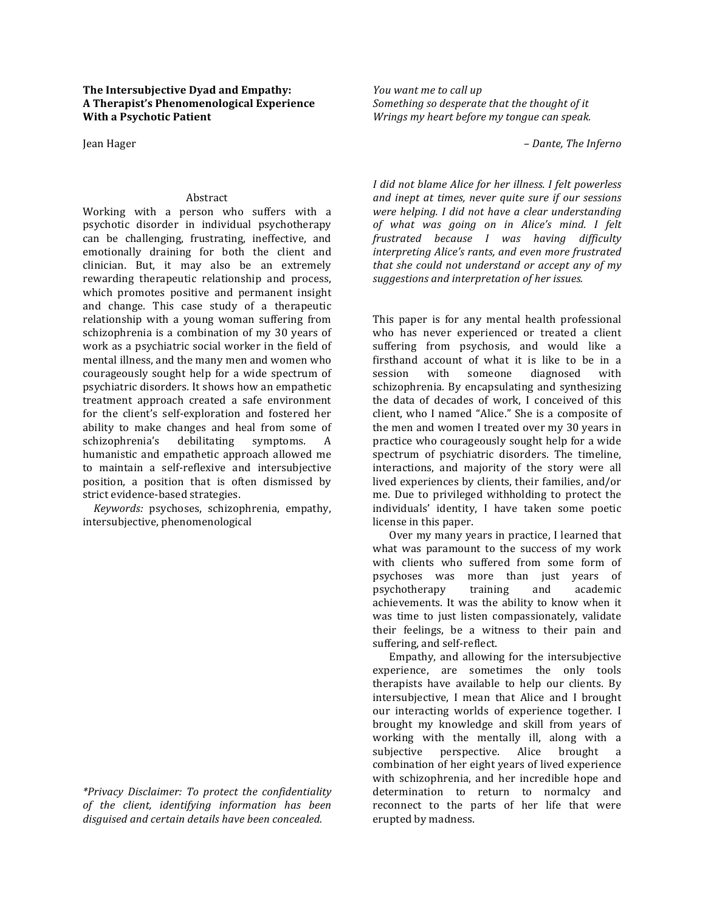**The Intersubjective Dyad and Empathy: A Therapist's Phenomenological Experience With a Psychotic Patient**

Jean Hager

Abstract

Working with a person who suffers with a psychotic disorder in individual psychotherapy can be challenging, frustrating, ineffective, and emotionally draining for both the client and clinician. But, it may also be an extremely rewarding therapeutic relationship and process, which promotes positive and permanent insight and change. This case study of a therapeutic relationship with a young woman suffering from schizophrenia is a combination of my 30 years of work as a psychiatric social worker in the field of mental illness, and the many men and women who courageously sought help for a wide spectrum of psychiatric disorders. It shows how an empathetic treatment approach created a safe environment for the client's self-exploration and fostered her ability to make changes and heal from some of schizophrenia's debilitating symptoms. A humanistic and empathetic approach allowed me to maintain a self-reflexive and intersubjective position, a position that is often dismissed by strict evidence-based strategies.

*Keywords:* psychoses, schizophrenia, empathy, intersubjective, phenomenological

*\*Privacy Disclaimer: To protect the confidentiality of the client, identifying information has been disguised and certain details have been concealed.*

*You want me to call up*
*Something so desperate that the thought of it*
*Wrings my heart before my tongue can speak.*

*– Dante, The Inferno*

*I did not blame Alice for her illness. I felt powerless and inept at times, never quite sure if our sessions were helping. I did not have a clear understanding of what was going on in Alice's mind. I felt frustrated because I was having difficulty interpreting Alice's rants, and even more frustrated that she could not understand or accept any of my suggestions and interpretation of her issues.*

This paper is for any mental health professional who has never experienced or treated a client suffering from psychosis, and would like a firsthand account of what it is like to be in a session with someone diagnosed with schizophrenia. By encapsulating and synthesizing the data of decades of work, I conceived of this client, who I named "Alice." She is a composite of the men and women I treated over my 30 years in practice who courageously sought help for a wide spectrum of psychiatric disorders. The timeline, interactions, and majority of the story were all lived experiences by clients, their families, and/or me. Due to privileged withholding to protect the individuals' identity, I have taken some poetic license in this paper.

Over my many years in practice, I learned that what was paramount to the success of my work with clients who suffered from some form of psychoses was more than just years of psychotherapy training and academic achievements. It was the ability to know when it was time to just listen compassionately, validate their feelings, be a witness to their pain and suffering, and self-reflect.

Empathy, and allowing for the intersubjective experience, are sometimes the only tools therapists have available to help our clients. By intersubjective, I mean that Alice and I brought our interacting worlds of experience together. I brought my knowledge and skill from years of working with the mentally ill, along with a subjective perspective. Alice brought a combination of her eight years of lived experience with schizophrenia, and her incredible hope and determination to return to normalcy and reconnect to the parts of her life that were erupted by madness.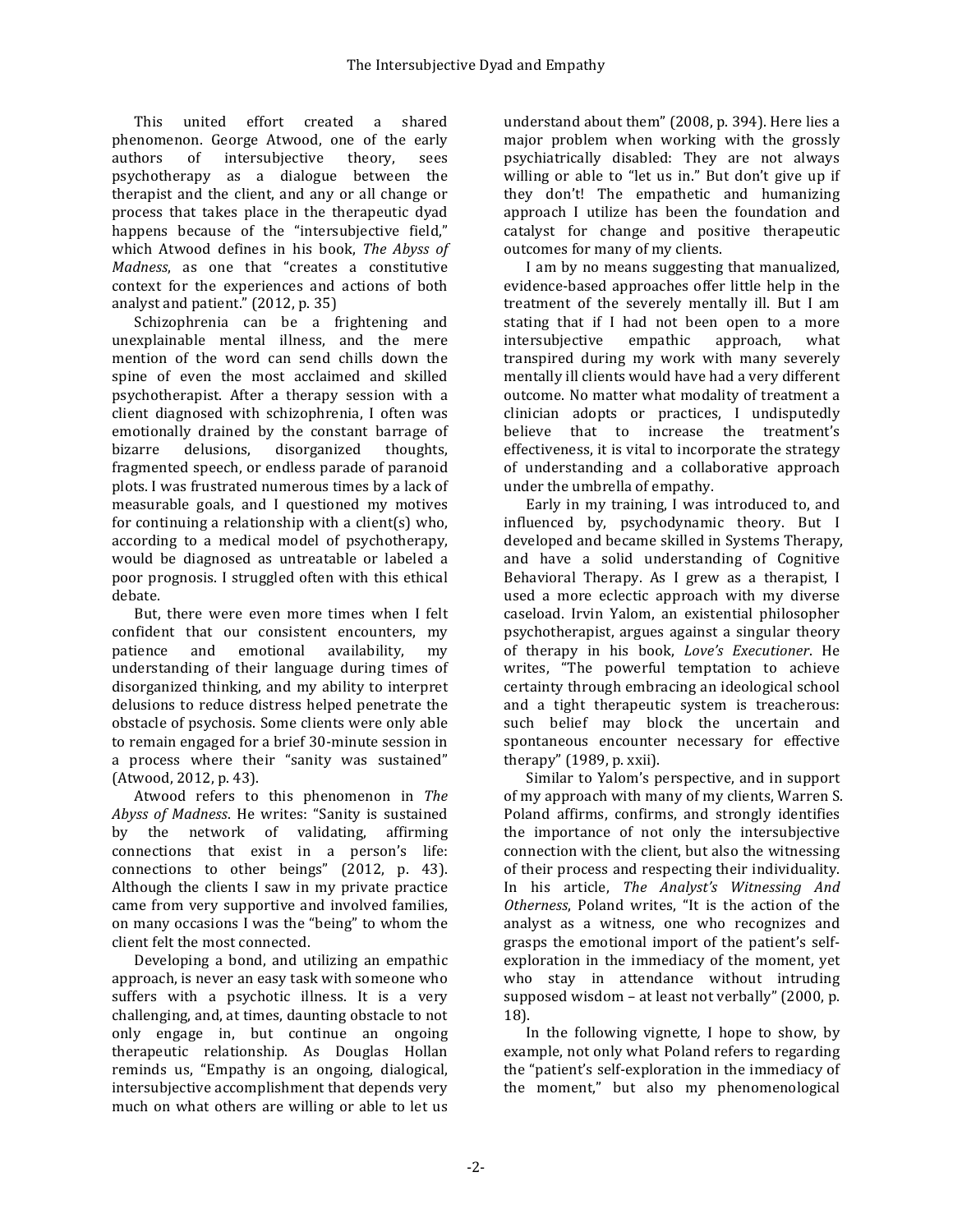This united effort created a shared phenomenon. George Atwood, one of the early authors of intersubjective theory, sees psychotherapy as a dialogue between the therapist and the client, and any or all change or process that takes place in the therapeutic dyad happens because of the "intersubjective field," which Atwood defines in his book, *The Abyss of Madness*, as one that "creates a constitutive context for the experiences and actions of both analyst and patient." (2012, p. 35)

Schizophrenia can be a frightening and unexplainable mental illness, and the mere mention of the word can send chills down the spine of even the most acclaimed and skilled psychotherapist. After a therapy session with a client diagnosed with schizophrenia, I often was emotionally drained by the constant barrage of bizarre delusions, disorganized thoughts, fragmented speech, or endless parade of paranoid plots. I was frustrated numerous times by a lack of measurable goals, and I questioned my motives for continuing a relationship with a client(s) who, according to a medical model of psychotherapy, would be diagnosed as untreatable or labeled a poor prognosis. I struggled often with this ethical debate.

But, there were even more times when I felt confident that our consistent encounters, my patience and emotional availability, my understanding of their language during times of disorganized thinking, and my ability to interpret delusions to reduce distress helped penetrate the obstacle of psychosis. Some clients were only able to remain engaged for a brief 30-minute session in a process where their "sanity was sustained" (Atwood, 2012, p. 43).

Atwood refers to this phenomenon in *The Abyss of Madness*. He writes: "Sanity is sustained by the network of validating, affirming connections that exist in a person's life: connections to other beings" (2012, p. 43). Although the clients I saw in my private practice came from very supportive and involved families, on many occasions I was the "being" to whom the client felt the most connected.

Developing a bond, and utilizing an empathic approach, is never an easy task with someone who suffers with a psychotic illness. It is a very challenging, and, at times, daunting obstacle to not only engage in, but continue an ongoing therapeutic relationship. As Douglas Hollan reminds us, "Empathy is an ongoing, dialogical, intersubjective accomplishment that depends very much on what others are willing or able to let us understand about them" (2008, p. 394). Here lies a major problem when working with the grossly psychiatrically disabled: They are not always willing or able to "let us in." But don't give up if they don't! The empathetic and humanizing approach I utilize has been the foundation and catalyst for change and positive therapeutic outcomes for many of my clients.

I am by no means suggesting that manualized, evidence-based approaches offer little help in the treatment of the severely mentally ill. But I am stating that if I had not been open to a more intersubjective empathic approach, what transpired during my work with many severely mentally ill clients would have had a very different outcome. No matter what modality of treatment a clinician adopts or practices, I undisputedly believe that to increase the treatment's effectiveness, it is vital to incorporate the strategy of understanding and a collaborative approach under the umbrella of empathy.

Early in my training, I was introduced to, and influenced by, psychodynamic theory. But I developed and became skilled in Systems Therapy, and have a solid understanding of Cognitive Behavioral Therapy. As I grew as a therapist, I used a more eclectic approach with my diverse caseload. Irvin Yalom, an existential philosopher psychotherapist, argues against a singular theory of therapy in his book, *Love's Executioner*. He writes, "The powerful temptation to achieve certainty through embracing an ideological school and a tight therapeutic system is treacherous: such belief may block the uncertain and spontaneous encounter necessary for effective therapy" (1989, p. xxii).

Similar to Yalom's perspective, and in support of my approach with many of my clients, Warren S. Poland affirms, confirms, and strongly identifies the importance of not only the intersubjective connection with the client, but also the witnessing of their process and respecting their individuality. In his article, *The Analyst's Witnessing And Otherness*, Poland writes, "It is the action of the analyst as a witness, one who recognizes and grasps the emotional import of the patient's self-exploration in the immediacy of the moment, yet who stay in attendance without intruding supposed wisdom – at least not verbally" (2000, p. 18).

In the following vignette, I hope to show, by example, not only what Poland refers to regarding the "patient's self-exploration in the immediacy of the moment," but also my phenomenological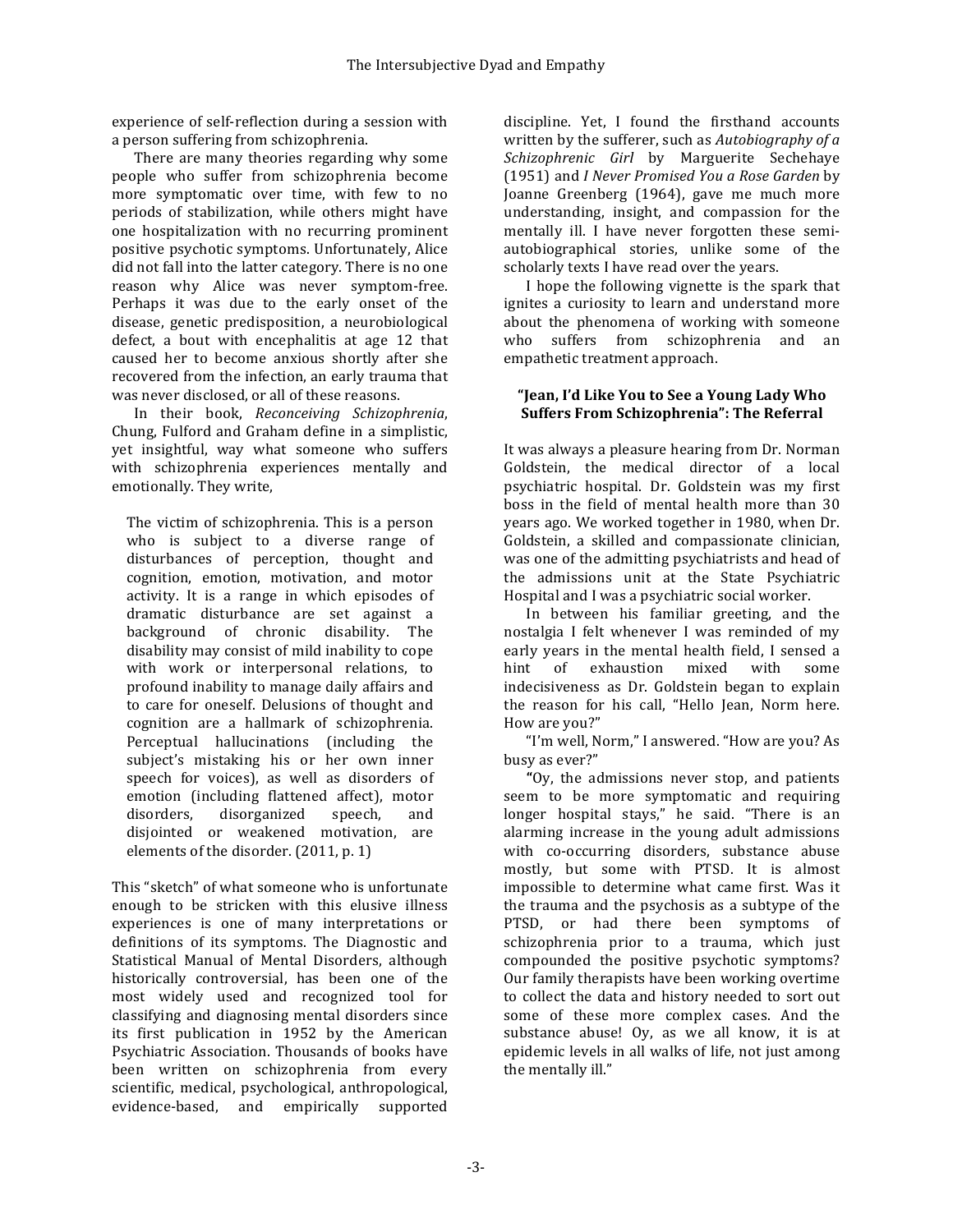experience of self-reflection during a session with a person suffering from schizophrenia.

There are many theories regarding why some people who suffer from schizophrenia become more symptomatic over time, with few to no periods of stabilization, while others might have one hospitalization with no recurring prominent positive psychotic symptoms. Unfortunately, Alice did not fall into the latter category. There is no one reason why Alice was never symptom-free. Perhaps it was due to the early onset of the disease, genetic predisposition, a neurobiological defect, a bout with encephalitis at age 12 that caused her to become anxious shortly after she recovered from the infection, an early trauma that was never disclosed, or all of these reasons.

In their book, *Reconceiving Schizophrenia*, Chung, Fulford and Graham define in a simplistic, yet insightful, way what someone who suffers with schizophrenia experiences mentally and emotionally. They write,

> The victim of schizophrenia. This is a person who is subject to a diverse range of disturbances of perception, thought and cognition, emotion, motivation, and motor activity. It is a range in which episodes of dramatic disturbance are set against a background of chronic disability. The disability may consist of mild inability to cope with work or interpersonal relations, to profound inability to manage daily affairs and to care for oneself. Delusions of thought and cognition are a hallmark of schizophrenia. Perceptual hallucinations (including the subject's mistaking his or her own inner speech for voices), as well as disorders of emotion (including flattened affect), motor disorders, disorganized speech, and disjointed or weakened motivation, are elements of the disorder. (2011, p. 1)

This "sketch" of what someone who is unfortunate enough to be stricken with this elusive illness experiences is one of many interpretations or definitions of its symptoms. The Diagnostic and Statistical Manual of Mental Disorders, although historically controversial, has been one of the most widely used and recognized tool for classifying and diagnosing mental disorders since its first publication in 1952 by the American Psychiatric Association. Thousands of books have been written on schizophrenia from every scientific, medical, psychological, anthropological, evidence-based, and empirically supported discipline. Yet, I found the firsthand accounts written by the sufferer, such as *Autobiography of a Schizophrenic Girl* by Marguerite Sechehaye (1951) and *I Never Promised You a Rose Garden* by Joanne Greenberg (1964), gave me much more understanding, insight, and compassion for the mentally ill. I have never forgotten these semi-autobiographical stories, unlike some of the scholarly texts I have read over the years.

I hope the following vignette is the spark that ignites a curiosity to learn and understand more about the phenomena of working with someone who suffers from schizophrenia and an empathetic treatment approach.

## "Jean, I'd Like You to See a Young Lady Who Suffers From Schizophrenia": The Referral

It was always a pleasure hearing from Dr. Norman Goldstein, the medical director of a local psychiatric hospital. Dr. Goldstein was my first boss in the field of mental health more than 30 years ago. We worked together in 1980, when Dr. Goldstein, a skilled and compassionate clinician, was one of the admitting psychiatrists and head of the admissions unit at the State Psychiatric Hospital and I was a psychiatric social worker.

In between his familiar greeting, and the nostalgia I felt whenever I was reminded of my early years in the mental health field, I sensed a hint of exhaustion mixed with some indecisiveness as Dr. Goldstein began to explain the reason for his call, "Hello Jean, Norm here. How are you?"

"I'm well, Norm," I answered. "How are you? As busy as ever?"

"Oy, the admissions never stop, and patients seem to be more symptomatic and requiring longer hospital stays," he said. "There is an alarming increase in the young adult admissions with co-occurring disorders, substance abuse mostly, but some with PTSD. It is almost impossible to determine what came first. Was it the trauma and the psychosis as a subtype of the PTSD, or had there been symptoms of schizophrenia prior to a trauma, which just compounded the positive psychotic symptoms? Our family therapists have been working overtime to collect the data and history needed to sort out some of these more complex cases. And the substance abuse! Oy, as we all know, it is at epidemic levels in all walks of life, not just among the mentally ill."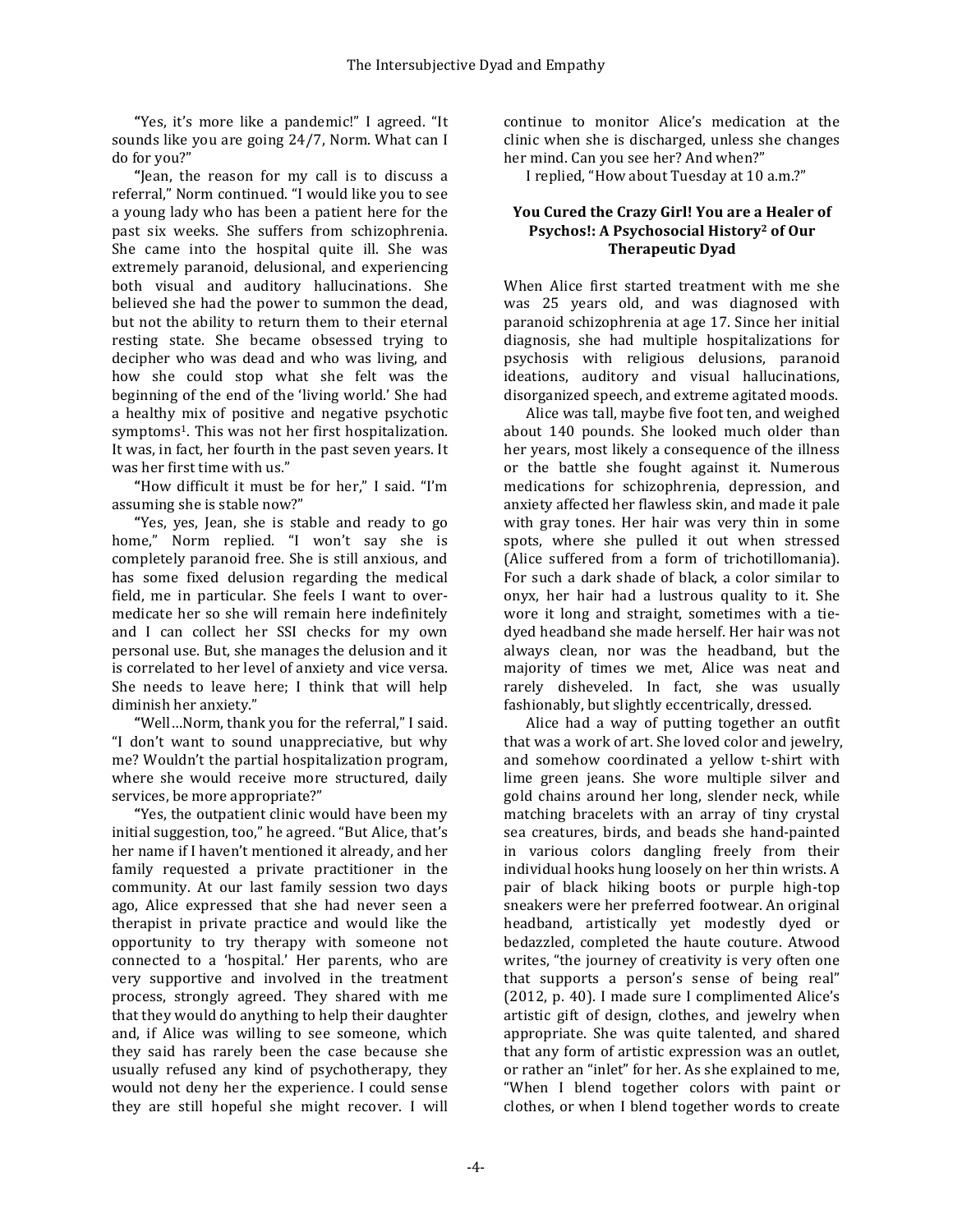"Yes, it's more like a pandemic!" I agreed. "It sounds like you are going 24/7, Norm. What can I do for you?"

"Jean, the reason for my call is to discuss a referral," Norm continued. "I would like you to see a young lady who has been a patient here for the past six weeks. She suffers from schizophrenia. She came into the hospital quite ill. She was extremely paranoid, delusional, and experiencing both visual and auditory hallucinations. She believed she had the power to summon the dead, but not the ability to return them to their eternal resting state. She became obsessed trying to decipher who was dead and who was living, and how she could stop what she felt was the beginning of the end of the 'living world.' She had a healthy mix of positive and negative psychotic symptoms[1]. This was not her first hospitalization. It was, in fact, her fourth in the past seven years. It was her first time with us."

"How difficult it must be for her," I said. "I'm assuming she is stable now?"

"Yes, yes, Jean, she is stable and ready to go home," Norm replied. "I won't say she is completely paranoid free. She is still anxious, and has some fixed delusion regarding the medical field, me in particular. She feels I want to over-medicate her so she will remain here indefinitely and I can collect her SSI checks for my own personal use. But, she manages the delusion and it is correlated to her level of anxiety and vice versa. She needs to leave here; I think that will help diminish her anxiety."

"Well…Norm, thank you for the referral," I said. "I don't want to sound unappreciative, but why me? Wouldn't the partial hospitalization program, where she would receive more structured, daily services, be more appropriate?"

"Yes, the outpatient clinic would have been my initial suggestion, too," he agreed. "But Alice, that's her name if I haven't mentioned it already, and her family requested a private practitioner in the community. At our last family session two days ago, Alice expressed that she had never seen a therapist in private practice and would like the opportunity to try therapy with someone not connected to a 'hospital.' Her parents, who are very supportive and involved in the treatment process, strongly agreed. They shared with me that they would do anything to help their daughter and, if Alice was willing to see someone, which they said has rarely been the case because she usually refused any kind of psychotherapy, they would not deny her the experience. I could sense they are still hopeful she might recover. I will continue to monitor Alice's medication at the clinic when she is discharged, unless she changes her mind. Can you see her? And when?"

I replied, "How about Tuesday at 10 a.m.?"

### You Cured the Crazy Girl! You are a Healer of Psychos!: A Psychosocial History[2] of Our Therapeutic Dyad

When Alice first started treatment with me she was 25 years old, and was diagnosed with paranoid schizophrenia at age 17. Since her initial diagnosis, she had multiple hospitalizations for psychosis with religious delusions, paranoid ideations, auditory and visual hallucinations, disorganized speech, and extreme agitated moods.

Alice was tall, maybe five foot ten, and weighed about 140 pounds. She looked much older than her years, most likely a consequence of the illness or the battle she fought against it. Numerous medications for schizophrenia, depression, and anxiety affected her flawless skin, and made it pale with gray tones. Her hair was very thin in some spots, where she pulled it out when stressed (Alice suffered from a form of trichotillomania). For such a dark shade of black, a color similar to onyx, her hair had a lustrous quality to it. She wore it long and straight, sometimes with a tie-dyed headband she made herself. Her hair was not always clean, nor was the headband, but the majority of times we met, Alice was neat and rarely disheveled. In fact, she was usually fashionably, but slightly eccentrically, dressed.

Alice had a way of putting together an outfit that was a work of art. She loved color and jewelry, and somehow coordinated a yellow t-shirt with lime green jeans. She wore multiple silver and gold chains around her long, slender neck, while matching bracelets with an array of tiny crystal sea creatures, birds, and beads she hand-painted in various colors dangling freely from their individual hooks hung loosely on her thin wrists. A pair of black hiking boots or purple high-top sneakers were her preferred footwear. An original headband, artistically yet modestly dyed or bedazzled, completed the haute couture. Atwood writes, "the journey of creativity is very often one that supports a person's sense of being real" (2012, p. 40). I made sure I complimented Alice's artistic gift of design, clothes, and jewelry when appropriate. She was quite talented, and shared that any form of artistic expression was an outlet, or rather an "inlet" for her. As she explained to me, "When I blend together colors with paint or clothes, or when I blend together words to create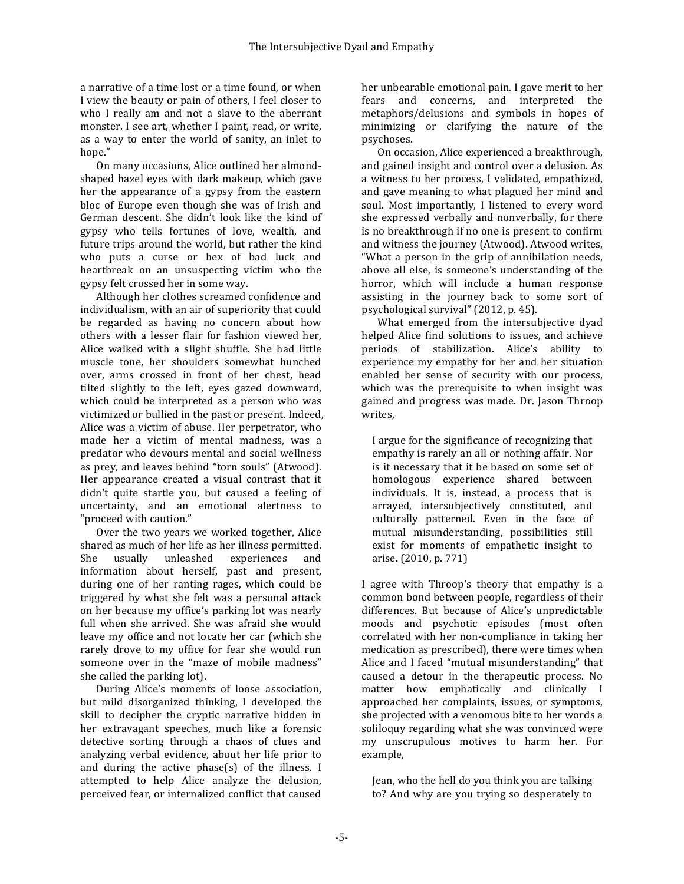a narrative of a time lost or a time found, or when I view the beauty or pain of others, I feel closer to who I really am and not a slave to the aberrant monster. I see art, whether I paint, read, or write, as a way to enter the world of sanity, an inlet to hope."

On many occasions, Alice outlined her almond-shaped hazel eyes with dark makeup, which gave her the appearance of a gypsy from the eastern bloc of Europe even though she was of Irish and German descent. She didn't look like the kind of gypsy who tells fortunes of love, wealth, and future trips around the world, but rather the kind who puts a curse or hex of bad luck and heartbreak on an unsuspecting victim who the gypsy felt crossed her in some way.

Although her clothes screamed confidence and individualism, with an air of superiority that could be regarded as having no concern about how others with a lesser flair for fashion viewed her, Alice walked with a slight shuffle. She had little muscle tone, her shoulders somewhat hunched over, arms crossed in front of her chest, head tilted slightly to the left, eyes gazed downward, which could be interpreted as a person who was victimized or bullied in the past or present. Indeed, Alice was a victim of abuse. Her perpetrator, who made her a victim of mental madness, was a predator who devours mental and social wellness as prey, and leaves behind "torn souls" (Atwood). Her appearance created a visual contrast that it didn't quite startle you, but caused a feeling of uncertainty, and an emotional alertness to "proceed with caution."

Over the two years we worked together, Alice shared as much of her life as her illness permitted. She usually unleashed experiences and information about herself, past and present, during one of her ranting rages, which could be triggered by what she felt was a personal attack on her because my office's parking lot was nearly full when she arrived. She was afraid she would leave my office and not locate her car (which she rarely drove to my office for fear she would run someone over in the "maze of mobile madness" she called the parking lot).

During Alice's moments of loose association, but mild disorganized thinking, I developed the skill to decipher the cryptic narrative hidden in her extravagant speeches, much like a forensic detective sorting through a chaos of clues and analyzing verbal evidence, about her life prior to and during the active phase(s) of the illness. I attempted to help Alice analyze the delusion, perceived fear, or internalized conflict that caused her unbearable emotional pain. I gave merit to her fears and concerns, and interpreted the metaphors/delusions and symbols in hopes of minimizing or clarifying the nature of the psychoses.

On occasion, Alice experienced a breakthrough, and gained insight and control over a delusion. As a witness to her process, I validated, empathized, and gave meaning to what plagued her mind and soul. Most importantly, I listened to every word she expressed verbally and nonverbally, for there is no breakthrough if no one is present to confirm and witness the journey (Atwood). Atwood writes, "What a person in the grip of annihilation needs, above all else, is someone's understanding of the horror, which will include a human response assisting in the journey back to some sort of psychological survival" (2012, p. 45).

What emerged from the intersubjective dyad helped Alice find solutions to issues, and achieve periods of stabilization. Alice's ability to experience my empathy for her and her situation enabled her sense of security with our process, which was the prerequisite to when insight was gained and progress was made. Dr. Jason Throop writes,

> I argue for the significance of recognizing that empathy is rarely an all or nothing affair. Nor is it necessary that it be based on some set of homologous experience shared between individuals. It is, instead, a process that is arrayed, intersubjectively constituted, and culturally patterned. Even in the face of mutual misunderstanding, possibilities still exist for moments of empathetic insight to arise. (2010, p. 771)

I agree with Throop's theory that empathy is a common bond between people, regardless of their differences. But because of Alice's unpredictable moods and psychotic episodes (most often correlated with her non-compliance in taking her medication as prescribed), there were times when Alice and I faced "mutual misunderstanding" that caused a detour in the therapeutic process. No matter how emphatically and clinically I approached her complaints, issues, or symptoms, she projected with a venomous bite to her words a soliloquy regarding what she was convinced were my unscrupulous motives to harm her. For example,

> Jean, who the hell do you think you are talking to? And why are you trying so desperately to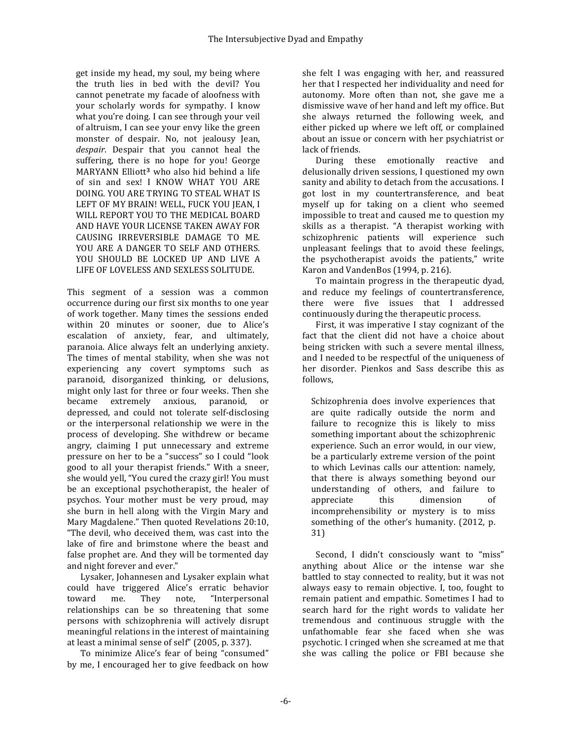> get inside my head, my soul, my being where the truth lies in bed with the devil? You cannot penetrate my facade of aloofness with your scholarly words for sympathy. I know what you're doing. I can see through your veil of altruism, I can see your envy like the green monster of despair. No, not jealousy Jean, *despair*. Despair that you cannot heal the suffering, there is no hope for you! George MARYANN Elliott[3] who also hid behind a life of sin and sex! I KNOW WHAT YOU ARE DOING. YOU ARE TRYING TO STEAL WHAT IS LEFT OF MY BRAIN! WELL, FUCK YOU JEAN, I WILL REPORT YOU TO THE MEDICAL BOARD AND HAVE YOUR LICENSE TAKEN AWAY FOR CAUSING IRREVERSIBLE DAMAGE TO ME. YOU ARE A DANGER TO SELF AND OTHERS. YOU SHOULD BE LOCKED UP AND LIVE A LIFE OF LOVELESS AND SEXLESS SOLITUDE.

This segment of a session was a common occurrence during our first six months to one year of work together. Many times the sessions ended within 20 minutes or sooner, due to Alice's escalation of anxiety, fear, and ultimately, paranoia. Alice always felt an underlying anxiety. The times of mental stability, when she was not experiencing any covert symptoms such as paranoid, disorganized thinking, or delusions, might only last for three or four weeks. Then she became extremely anxious, paranoid, or depressed, and could not tolerate self-disclosing or the interpersonal relationship we were in the process of developing. She withdrew or became angry, claiming I put unnecessary and extreme pressure on her to be a "success" so I could "look good to all your therapist friends." With a sneer, she would yell, "You cured the crazy girl! You must be an exceptional psychotherapist, the healer of psychos. Your mother must be very proud, may she burn in hell along with the Virgin Mary and Mary Magdalene." Then quoted Revelations 20:10, "The devil, who deceived them, was cast into the lake of fire and brimstone where the beast and false prophet are. And they will be tormented day and night forever and ever."

Lysaker, Johannesen and Lysaker explain what could have triggered Alice's erratic behavior toward me. They note, "Interpersonal relationships can be so threatening that some persons with schizophrenia will actively disrupt meaningful relations in the interest of maintaining at least a minimal sense of self" (2005, p. 337).

To minimize Alice's fear of being "consumed" by me, I encouraged her to give feedback on how she felt I was engaging with her, and reassured her that I respected her individuality and need for autonomy. More often than not, she gave me a dismissive wave of her hand and left my office. But she always returned the following week, and either picked up where we left off, or complained about an issue or concern with her psychiatrist or lack of friends.

During these emotionally reactive and delusionally driven sessions, I questioned my own sanity and ability to detach from the accusations. I got lost in my countertransference, and beat myself up for taking on a client who seemed impossible to treat and caused me to question my skills as a therapist. "A therapist working with schizophrenic patients will experience such unpleasant feelings that to avoid these feelings, the psychotherapist avoids the patients," write Karon and VandenBos (1994, p. 216).

To maintain progress in the therapeutic dyad, and reduce my feelings of countertransference, there were five issues that I addressed continuously during the therapeutic process.

First, it was imperative I stay cognizant of the fact that the client did not have a choice about being stricken with such a severe mental illness, and I needed to be respectful of the uniqueness of her disorder. Pienkos and Sass describe this as follows,

> Schizophrenia does involve experiences that are quite radically outside the norm and failure to recognize this is likely to miss something important about the schizophrenic experience. Such an error would, in our view, be a particularly extreme version of the point to which Levinas calls our attention: namely, that there is always something beyond our understanding of others, and failure to appreciate this dimension of incomprehensibility or mystery is to miss something of the other's humanity. (2012, p. 31)

Second, I didn't consciously want to "miss" anything about Alice or the intense war she battled to stay connected to reality, but it was not always easy to remain objective. I, too, fought to remain patient and empathic. Sometimes I had to search hard for the right words to validate her tremendous and continuous struggle with the unfathomable fear she faced when she was psychotic. I cringed when she screamed at me that she was calling the police or FBI because she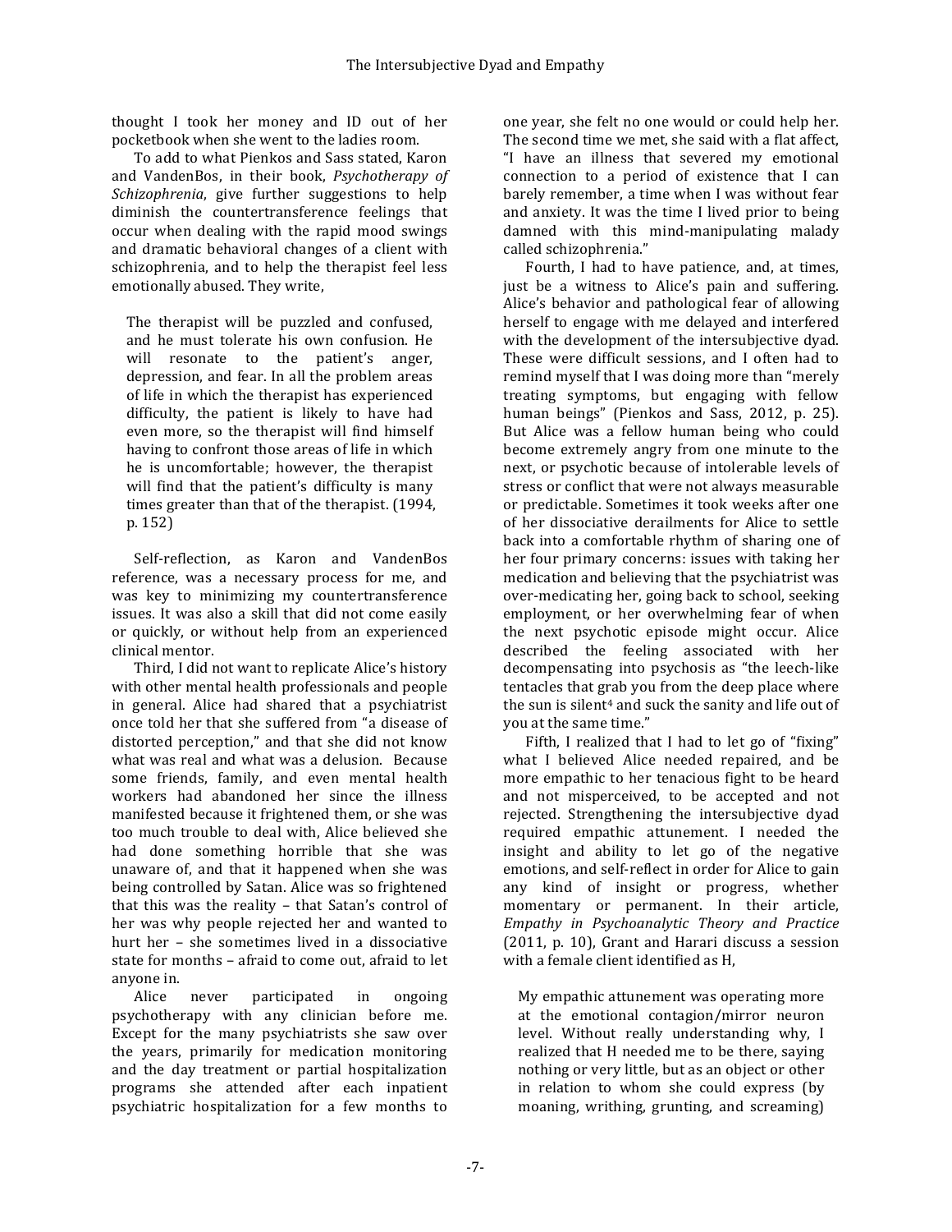thought I took her money and ID out of her pocketbook when she went to the ladies room.

To add to what Pienkos and Sass stated, Karon and VandenBos, in their book, *Psychotherapy of Schizophrenia*, give further suggestions to help diminish the countertransference feelings that occur when dealing with the rapid mood swings and dramatic behavioral changes of a client with schizophrenia, and to help the therapist feel less emotionally abused. They write,

> The therapist will be puzzled and confused, and he must tolerate his own confusion. He will resonate to the patient's anger, depression, and fear. In all the problem areas of life in which the therapist has experienced difficulty, the patient is likely to have had even more, so the therapist will find himself having to confront those areas of life in which he is uncomfortable; however, the therapist will find that the patient's difficulty is many times greater than that of the therapist. (1994, p. 152)

Self-reflection, as Karon and VandenBos reference, was a necessary process for me, and was key to minimizing my countertransference issues. It was also a skill that did not come easily or quickly, or without help from an experienced clinical mentor.

Third, I did not want to replicate Alice's history with other mental health professionals and people in general. Alice had shared that a psychiatrist once told her that she suffered from "a disease of distorted perception," and that she did not know what was real and what was a delusion. Because some friends, family, and even mental health workers had abandoned her since the illness manifested because it frightened them, or she was too much trouble to deal with, Alice believed she had done something horrible that she was unaware of, and that it happened when she was being controlled by Satan. Alice was so frightened that this was the reality – that Satan's control of her was why people rejected her and wanted to hurt her – she sometimes lived in a dissociative state for months – afraid to come out, afraid to let anyone in.

Alice never participated in ongoing psychotherapy with any clinician before me. Except for the many psychiatrists she saw over the years, primarily for medication monitoring and the day treatment or partial hospitalization programs she attended after each inpatient psychiatric hospitalization for a few months to one year, she felt no one would or could help her. The second time we met, she said with a flat affect, "I have an illness that severed my emotional connection to a period of existence that I can barely remember, a time when I was without fear and anxiety. It was the time I lived prior to being damned with this mind-manipulating malady called schizophrenia."

Fourth, I had to have patience, and, at times, just be a witness to Alice's pain and suffering. Alice's behavior and pathological fear of allowing herself to engage with me delayed and interfered with the development of the intersubjective dyad. These were difficult sessions, and I often had to remind myself that I was doing more than "merely treating symptoms, but engaging with fellow human beings" (Pienkos and Sass, 2012, p. 25). But Alice was a fellow human being who could become extremely angry from one minute to the next, or psychotic because of intolerable levels of stress or conflict that were not always measurable or predictable. Sometimes it took weeks after one of her dissociative derailments for Alice to settle back into a comfortable rhythm of sharing one of her four primary concerns: issues with taking her medication and believing that the psychiatrist was over-medicating her, going back to school, seeking employment, or her overwhelming fear of when the next psychotic episode might occur. Alice described the feeling associated with her decompensating into psychosis as "the leech-like tentacles that grab you from the deep place where the sun is silent[4] and suck the sanity and life out of you at the same time."

Fifth, I realized that I had to let go of "fixing" what I believed Alice needed repaired, and be more empathic to her tenacious fight to be heard and not misperceived, to be accepted and not rejected. Strengthening the intersubjective dyad required empathic attunement. I needed the insight and ability to let go of the negative emotions, and self-reflect in order for Alice to gain any kind of insight or progress, whether momentary or permanent. In their article, *Empathy in Psychoanalytic Theory and Practice* (2011, p. 10), Grant and Harari discuss a session with a female client identified as H,

> My empathic attunement was operating more at the emotional contagion/mirror neuron level. Without really understanding why, I realized that H needed me to be there, saying nothing or very little, but as an object or other in relation to whom she could express (by moaning, writhing, grunting, and screaming)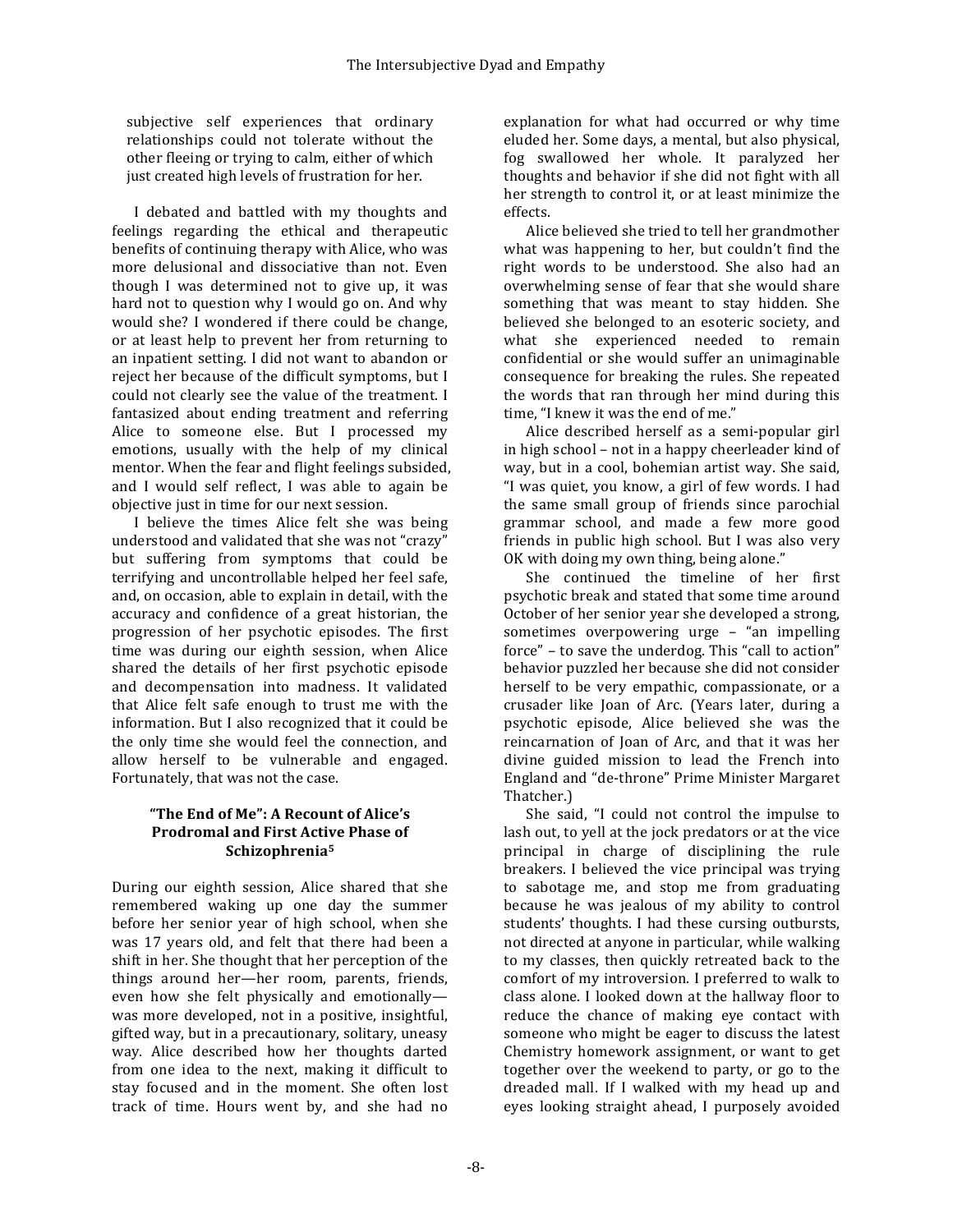subjective self experiences that ordinary relationships could not tolerate without the other fleeing or trying to calm, either of which just created high levels of frustration for her.

I debated and battled with my thoughts and feelings regarding the ethical and therapeutic benefits of continuing therapy with Alice, who was more delusional and dissociative than not. Even though I was determined not to give up, it was hard not to question why I would go on. And why would she? I wondered if there could be change, or at least help to prevent her from returning to an inpatient setting. I did not want to abandon or reject her because of the difficult symptoms, but I could not clearly see the value of the treatment. I fantasized about ending treatment and referring Alice to someone else. But I processed my emotions, usually with the help of my clinical mentor. When the fear and flight feelings subsided, and I would self reflect, I was able to again be objective just in time for our next session.

I believe the times Alice felt she was being understood and validated that she was not "crazy" but suffering from symptoms that could be terrifying and uncontrollable helped her feel safe, and, on occasion, able to explain in detail, with the accuracy and confidence of a great historian, the progression of her psychotic episodes. The first time was during our eighth session, when Alice shared the details of her first psychotic episode and decompensation into madness. It validated that Alice felt safe enough to trust me with the information. But I also recognized that it could be the only time she would feel the connection, and allow herself to be vulnerable and engaged. Fortunately, that was not the case.

### "The End of Me": A Recount of Alice's Prodromal and First Active Phase of Schizophrenia[5]

During our eighth session, Alice shared that she remembered waking up one day the summer before her senior year of high school, when she was 17 years old, and felt that there had been a shift in her. She thought that her perception of the things around her—her room, parents, friends, even how she felt physically and emotionally—was more developed, not in a positive, insightful, gifted way, but in a precautionary, solitary, uneasy way. Alice described how her thoughts darted from one idea to the next, making it difficult to stay focused and in the moment. She often lost track of time. Hours went by, and she had no explanation for what had occurred or why time eluded her. Some days, a mental, but also physical, fog swallowed her whole. It paralyzed her thoughts and behavior if she did not fight with all her strength to control it, or at least minimize the effects.

Alice believed she tried to tell her grandmother what was happening to her, but couldn't find the right words to be understood. She also had an overwhelming sense of fear that she would share something that was meant to stay hidden. She believed she belonged to an esoteric society, and what she experienced needed to remain confidential or she would suffer an unimaginable consequence for breaking the rules. She repeated the words that ran through her mind during this time, "I knew it was the end of me."

Alice described herself as a semi-popular girl in high school – not in a happy cheerleader kind of way, but in a cool, bohemian artist way. She said, "I was quiet, you know, a girl of few words. I had the same small group of friends since parochial grammar school, and made a few more good friends in public high school. But I was also very OK with doing my own thing, being alone."

She continued the timeline of her first psychotic break and stated that some time around October of her senior year she developed a strong, sometimes overpowering urge – "an impelling force" – to save the underdog. This "call to action" behavior puzzled her because she did not consider herself to be very empathic, compassionate, or a crusader like Joan of Arc. (Years later, during a psychotic episode, Alice believed she was the reincarnation of Joan of Arc, and that it was her divine guided mission to lead the French into England and "de-throne" Prime Minister Margaret Thatcher.)

She said, "I could not control the impulse to lash out, to yell at the jock predators or at the vice principal in charge of disciplining the rule breakers. I believed the vice principal was trying to sabotage me, and stop me from graduating because he was jealous of my ability to control students' thoughts. I had these cursing outbursts, not directed at anyone in particular, while walking to my classes, then quickly retreated back to the comfort of my introversion. I preferred to walk to class alone. I looked down at the hallway floor to reduce the chance of making eye contact with someone who might be eager to discuss the latest Chemistry homework assignment, or want to get together over the weekend to party, or go to the dreaded mall. If I walked with my head up and eyes looking straight ahead, I purposely avoided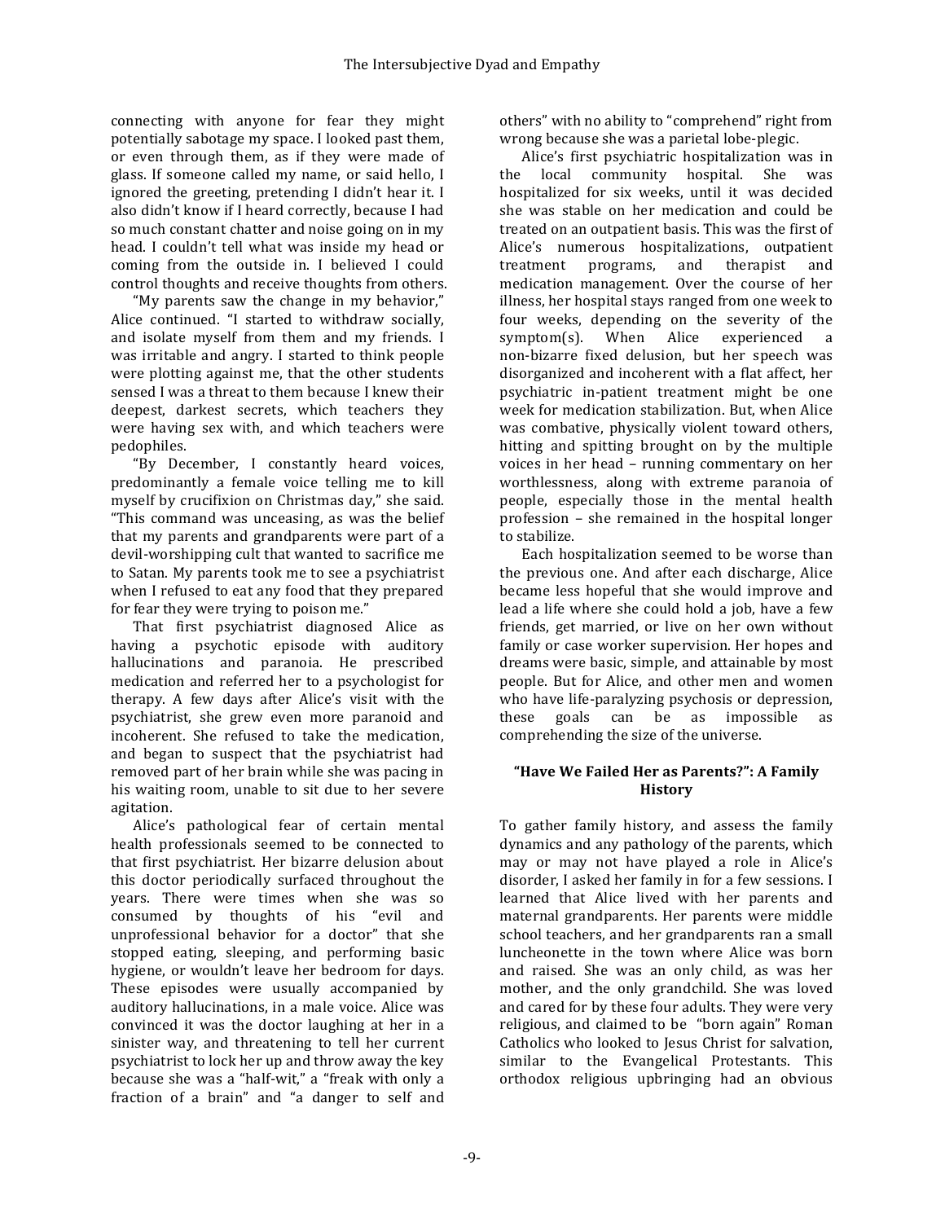connecting with anyone for fear they might potentially sabotage my space. I looked past them, or even through them, as if they were made of glass. If someone called my name, or said hello, I ignored the greeting, pretending I didn't hear it. I also didn't know if I heard correctly, because I had so much constant chatter and noise going on in my head. I couldn't tell what was inside my head or coming from the outside in. I believed I could control thoughts and receive thoughts from others.

"My parents saw the change in my behavior," Alice continued. "I started to withdraw socially, and isolate myself from them and my friends. I was irritable and angry. I started to think people were plotting against me, that the other students sensed I was a threat to them because I knew their deepest, darkest secrets, which teachers they were having sex with, and which teachers were pedophiles.

"By December, I constantly heard voices, predominantly a female voice telling me to kill myself by crucifixion on Christmas day," she said. "This command was unceasing, as was the belief that my parents and grandparents were part of a devil-worshipping cult that wanted to sacrifice me to Satan. My parents took me to see a psychiatrist when I refused to eat any food that they prepared for fear they were trying to poison me."

That first psychiatrist diagnosed Alice as having a psychotic episode with auditory hallucinations and paranoia. He prescribed medication and referred her to a psychologist for therapy. A few days after Alice's visit with the psychiatrist, she grew even more paranoid and incoherent. She refused to take the medication, and began to suspect that the psychiatrist had removed part of her brain while she was pacing in his waiting room, unable to sit due to her severe agitation.

Alice's pathological fear of certain mental health professionals seemed to be connected to that first psychiatrist. Her bizarre delusion about this doctor periodically surfaced throughout the years. There were times when she was so consumed by thoughts of his "evil and unprofessional behavior for a doctor" that she stopped eating, sleeping, and performing basic hygiene, or wouldn't leave her bedroom for days. These episodes were usually accompanied by auditory hallucinations, in a male voice. Alice was convinced it was the doctor laughing at her in a sinister way, and threatening to tell her current psychiatrist to lock her up and throw away the key because she was a "half-wit," a "freak with only a fraction of a brain" and "a danger to self and others" with no ability to "comprehend" right from wrong because she was a parietal lobe-plegic.

Alice's first psychiatric hospitalization was in the local community hospital. She was hospitalized for six weeks, until it was decided she was stable on her medication and could be treated on an outpatient basis. This was the first of Alice's numerous hospitalizations, outpatient treatment programs, and therapist and medication management. Over the course of her illness, her hospital stays ranged from one week to four weeks, depending on the severity of the symptom(s). When Alice experienced a non-bizarre fixed delusion, but her speech was disorganized and incoherent with a flat affect, her psychiatric in-patient treatment might be one week for medication stabilization. But, when Alice was combative, physically violent toward others, hitting and spitting brought on by the multiple voices in her head – running commentary on her worthlessness, along with extreme paranoia of people, especially those in the mental health profession – she remained in the hospital longer to stabilize.

Each hospitalization seemed to be worse than the previous one. And after each discharge, Alice became less hopeful that she would improve and lead a life where she could hold a job, have a few friends, get married, or live on her own without family or case worker supervision. Her hopes and dreams were basic, simple, and attainable by most people. But for Alice, and other men and women who have life-paralyzing psychosis or depression, these goals can be as impossible as comprehending the size of the universe.

## "Have We Failed Her as Parents?": A Family History

To gather family history, and assess the family dynamics and any pathology of the parents, which may or may not have played a role in Alice's disorder, I asked her family in for a few sessions. I learned that Alice lived with her parents and maternal grandparents. Her parents were middle school teachers, and her grandparents ran a small luncheonette in the town where Alice was born and raised. She was an only child, as was her mother, and the only grandchild. She was loved and cared for by these four adults. They were very religious, and claimed to be "born again" Roman Catholics who looked to Jesus Christ for salvation, similar to the Evangelical Protestants. This orthodox religious upbringing had an obvious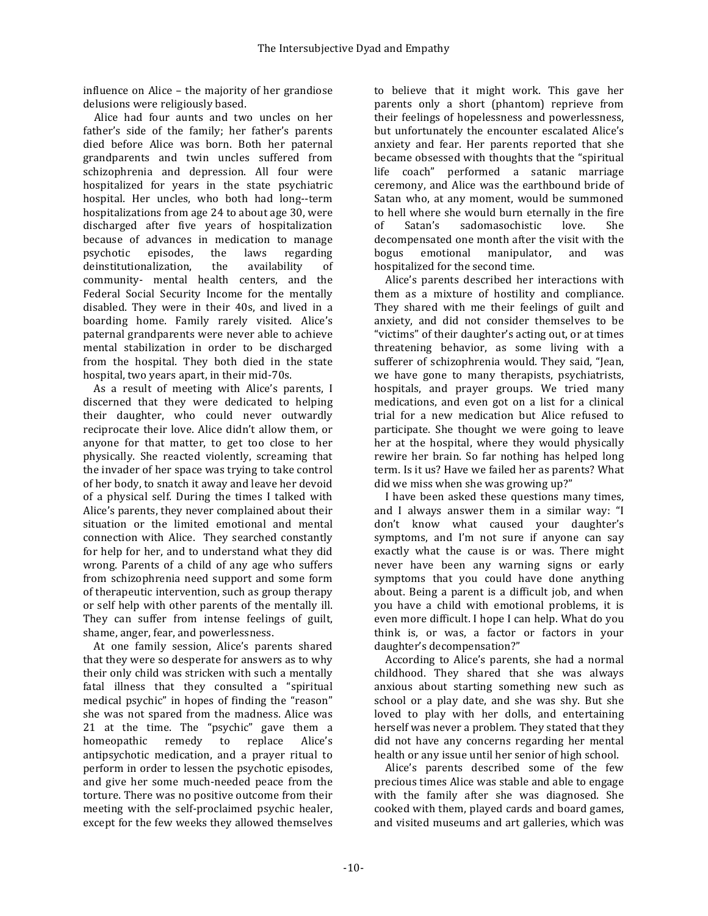influence on Alice – the majority of her grandiose delusions were religiously based.

Alice had four aunts and two uncles on her father's side of the family; her father's parents died before Alice was born. Both her paternal grandparents and twin uncles suffered from schizophrenia and depression. All four were hospitalized for years in the state psychiatric hospital. Her uncles, who both had long--term hospitalizations from age 24 to about age 30, were discharged after five years of hospitalization because of advances in medication to manage psychotic episodes, the laws regarding deinstitutionalization, the availability of community- mental health centers, and the Federal Social Security Income for the mentally disabled. They were in their 40s, and lived in a boarding home. Family rarely visited. Alice's paternal grandparents were never able to achieve mental stabilization in order to be discharged from the hospital. They both died in the state hospital, two years apart, in their mid-70s.

As a result of meeting with Alice's parents, I discerned that they were dedicated to helping their daughter, who could never outwardly reciprocate their love. Alice didn't allow them, or anyone for that matter, to get too close to her physically. She reacted violently, screaming that the invader of her space was trying to take control of her body, to snatch it away and leave her devoid of a physical self. During the times I talked with Alice's parents, they never complained about their situation or the limited emotional and mental connection with Alice. They searched constantly for help for her, and to understand what they did wrong. Parents of a child of any age who suffers from schizophrenia need support and some form of therapeutic intervention, such as group therapy or self help with other parents of the mentally ill. They can suffer from intense feelings of guilt, shame, anger, fear, and powerlessness.

At one family session, Alice's parents shared that they were so desperate for answers as to why their only child was stricken with such a mentally fatal illness that they consulted a "spiritual medical psychic" in hopes of finding the "reason" she was not spared from the madness. Alice was 21 at the time. The "psychic" gave them a homeopathic remedy to replace Alice's antipsychotic medication, and a prayer ritual to perform in order to lessen the psychotic episodes, and give her some much-needed peace from the torture. There was no positive outcome from their meeting with the self-proclaimed psychic healer, except for the few weeks they allowed themselves to believe that it might work. This gave her parents only a short (phantom) reprieve from their feelings of hopelessness and powerlessness, but unfortunately the encounter escalated Alice's anxiety and fear. Her parents reported that she became obsessed with thoughts that the "spiritual life coach" performed a satanic marriage ceremony, and Alice was the earthbound bride of Satan who, at any moment, would be summoned to hell where she would burn eternally in the fire of Satan's sadomasochistic love. She decompensated one month after the visit with the bogus emotional manipulator, and was hospitalized for the second time.

Alice's parents described her interactions with them as a mixture of hostility and compliance. They shared with me their feelings of guilt and anxiety, and did not consider themselves to be "victims" of their daughter's acting out, or at times threatening behavior, as some living with a sufferer of schizophrenia would. They said, "Jean, we have gone to many therapists, psychiatrists, hospitals, and prayer groups. We tried many medications, and even got on a list for a clinical trial for a new medication but Alice refused to participate. She thought we were going to leave her at the hospital, where they would physically rewire her brain. So far nothing has helped long term. Is it us? Have we failed her as parents? What did we miss when she was growing up?"

I have been asked these questions many times, and I always answer them in a similar way: "I don't know what caused your daughter's symptoms, and I'm not sure if anyone can say exactly what the cause is or was. There might never have been any warning signs or early symptoms that you could have done anything about. Being a parent is a difficult job, and when you have a child with emotional problems, it is even more difficult. I hope I can help. What do you think is, or was, a factor or factors in your daughter's decompensation?"

According to Alice's parents, she had a normal childhood. They shared that she was always anxious about starting something new such as school or a play date, and she was shy. But she loved to play with her dolls, and entertaining herself was never a problem. They stated that they did not have any concerns regarding her mental health or any issue until her senior of high school.

Alice's parents described some of the few precious times Alice was stable and able to engage with the family after she was diagnosed. She cooked with them, played cards and board games, and visited museums and art galleries, which was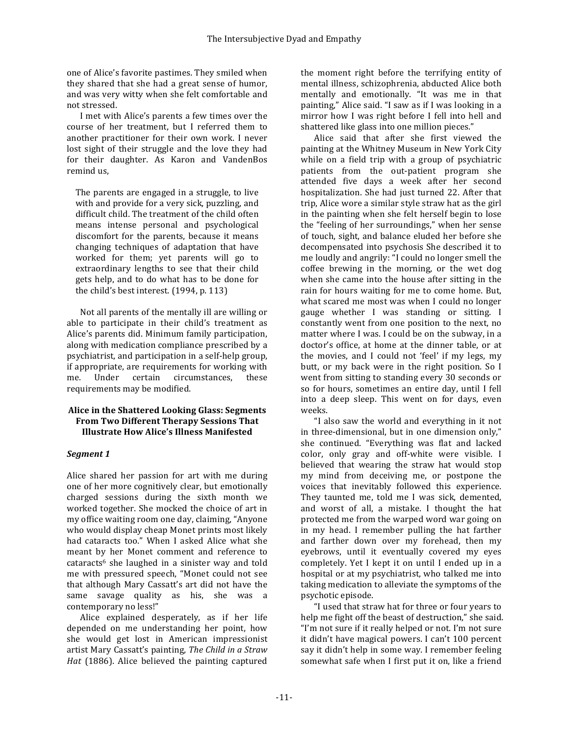one of Alice's favorite pastimes. They smiled when they shared that she had a great sense of humor, and was very witty when she felt comfortable and not stressed.

I met with Alice's parents a few times over the course of her treatment, but I referred them to another practitioner for their own work. I never lost sight of their struggle and the love they had for their daughter. As Karon and VandenBos remind us,

> The parents are engaged in a struggle, to live with and provide for a very sick, puzzling, and difficult child. The treatment of the child often means intense personal and psychological discomfort for the parents, because it means changing techniques of adaptation that have worked for them; yet parents will go to extraordinary lengths to see that their child gets help, and to do what has to be done for the child's best interest. (1994, p. 113)

Not all parents of the mentally ill are willing or able to participate in their child's treatment as Alice's parents did. Minimum family participation, along with medication compliance prescribed by a psychiatrist, and participation in a self-help group, if appropriate, are requirements for working with me. Under certain circumstances, these requirements may be modified.

**Alice in the Shattered Looking Glass: Segments From Two Different Therapy Sessions That Illustrate How Alice's Illness Manifested**

***Segment 1***

Alice shared her passion for art with me during one of her more cognitively clear, but emotionally charged sessions during the sixth month we worked together. She mocked the choice of art in my office waiting room one day, claiming, "Anyone who would display cheap Monet prints most likely had cataracts too." When I asked Alice what she meant by her Monet comment and reference to cataracts[6] she laughed in a sinister way and told me with pressured speech, "Monet could not see that although Mary Cassatt's art did not have the same savage quality as his, she was a contemporary no less!"

Alice explained desperately, as if her life depended on me understanding her point, how she would get lost in American impressionist artist Mary Cassatt's painting, *The Child in a Straw Hat* (1886). Alice believed the painting captured the moment right before the terrifying entity of mental illness, schizophrenia, abducted Alice both mentally and emotionally. "It was me in that painting," Alice said. "I saw as if I was looking in a mirror how I was right before I fell into hell and shattered like glass into one million pieces."

Alice said that after she first viewed the painting at the Whitney Museum in New York City while on a field trip with a group of psychiatric patients from the out-patient program she attended five days a week after her second hospitalization. She had just turned 22. After that trip, Alice wore a similar style straw hat as the girl in the painting when she felt herself begin to lose the "feeling of her surroundings," when her sense of touch, sight, and balance eluded her before she decompensated into psychosis She described it to me loudly and angrily: "I could no longer smell the coffee brewing in the morning, or the wet dog when she came into the house after sitting in the rain for hours waiting for me to come home. But, what scared me most was when I could no longer gauge whether I was standing or sitting. I constantly went from one position to the next, no matter where I was. I could be on the subway, in a doctor's office, at home at the dinner table, or at the movies, and I could not 'feel' if my legs, my butt, or my back were in the right position. So I went from sitting to standing every 30 seconds or so for hours, sometimes an entire day, until I fell into a deep sleep. This went on for days, even weeks.

"I also saw the world and everything in it not in three-dimensional, but in one dimension only," she continued. "Everything was flat and lacked color, only gray and off-white were visible. I believed that wearing the straw hat would stop my mind from deceiving me, or postpone the voices that inevitably followed this experience. They taunted me, told me I was sick, demented, and worst of all, a mistake. I thought the hat protected me from the warped word war going on in my head. I remember pulling the hat farther and farther down over my forehead, then my eyebrows, until it eventually covered my eyes completely. Yet I kept it on until I ended up in a hospital or at my psychiatrist, who talked me into taking medication to alleviate the symptoms of the psychotic episode.

"I used that straw hat for three or four years to help me fight off the beast of destruction," she said. "I'm not sure if it really helped or not. I'm not sure it didn't have magical powers. I can't 100 percent say it didn't help in some way. I remember feeling somewhat safe when I first put it on, like a friend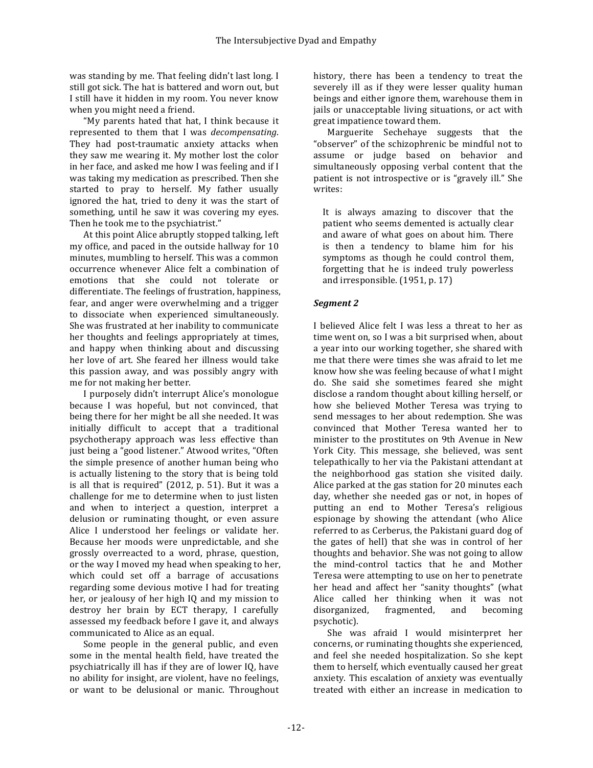was standing by me. That feeling didn't last long. I still got sick. The hat is battered and worn out, but I still have it hidden in my room. You never know when you might need a friend.

"My parents hated that hat, I think because it represented to them that I was *decompensating*. They had post-traumatic anxiety attacks when they saw me wearing it. My mother lost the color in her face, and asked me how I was feeling and if I was taking my medication as prescribed. Then she started to pray to herself. My father usually ignored the hat, tried to deny it was the start of something, until he saw it was covering my eyes. Then he took me to the psychiatrist."

At this point Alice abruptly stopped talking, left my office, and paced in the outside hallway for 10 minutes, mumbling to herself. This was a common occurrence whenever Alice felt a combination of emotions that she could not tolerate or differentiate. The feelings of frustration, happiness, fear, and anger were overwhelming and a trigger to dissociate when experienced simultaneously. She was frustrated at her inability to communicate her thoughts and feelings appropriately at times, and happy when thinking about and discussing her love of art. She feared her illness would take this passion away, and was possibly angry with me for not making her better.

I purposely didn't interrupt Alice's monologue because I was hopeful, but not convinced, that being there for her might be all she needed. It was initially difficult to accept that a traditional psychotherapy approach was less effective than just being a "good listener." Atwood writes, "Often the simple presence of another human being who is actually listening to the story that is being told is all that is required" (2012, p. 51). But it was a challenge for me to determine when to just listen and when to interject a question, interpret a delusion or ruminating thought, or even assure Alice I understood her feelings or validate her. Because her moods were unpredictable, and she grossly overreacted to a word, phrase, question, or the way I moved my head when speaking to her, which could set off a barrage of accusations regarding some devious motive I had for treating her, or jealousy of her high IQ and my mission to destroy her brain by ECT therapy, I carefully assessed my feedback before I gave it, and always communicated to Alice as an equal.

Some people in the general public, and even some in the mental health field, have treated the psychiatrically ill has if they are of lower IQ, have no ability for insight, are violent, have no feelings, or want to be delusional or manic. Throughout history, there has been a tendency to treat the severely ill as if they were lesser quality human beings and either ignore them, warehouse them in jails or unacceptable living situations, or act with great impatience toward them.

Marguerite Sechehaye suggests that the "observer" of the schizophrenic be mindful not to assume or judge based on behavior and simultaneously opposing verbal content that the patient is not introspective or is "gravely ill." She writes:

> It is always amazing to discover that the patient who seems demented is actually clear and aware of what goes on about him. There is then a tendency to blame him for his symptoms as though he could control them, forgetting that he is indeed truly powerless and irresponsible. (1951, p. 17)

***Segment 2***

I believed Alice felt I was less a threat to her as time went on, so I was a bit surprised when, about a year into our working together, she shared with me that there were times she was afraid to let me know how she was feeling because of what I might do. She said she sometimes feared she might disclose a random thought about killing herself, or how she believed Mother Teresa was trying to send messages to her about redemption. She was convinced that Mother Teresa wanted her to minister to the prostitutes on 9th Avenue in New York City. This message, she believed, was sent telepathically to her via the Pakistani attendant at the neighborhood gas station she visited daily. Alice parked at the gas station for 20 minutes each day, whether she needed gas or not, in hopes of putting an end to Mother Teresa's religious espionage by showing the attendant (who Alice referred to as Cerberus, the Pakistani guard dog of the gates of hell) that she was in control of her thoughts and behavior. She was not going to allow the mind-control tactics that he and Mother Teresa were attempting to use on her to penetrate her head and affect her "sanity thoughts" (what Alice called her thinking when it was not disorganized, fragmented, and becoming psychotic).

She was afraid I would misinterpret her concerns, or ruminating thoughts she experienced, and feel she needed hospitalization. So she kept them to herself, which eventually caused her great anxiety. This escalation of anxiety was eventually treated with either an increase in medication to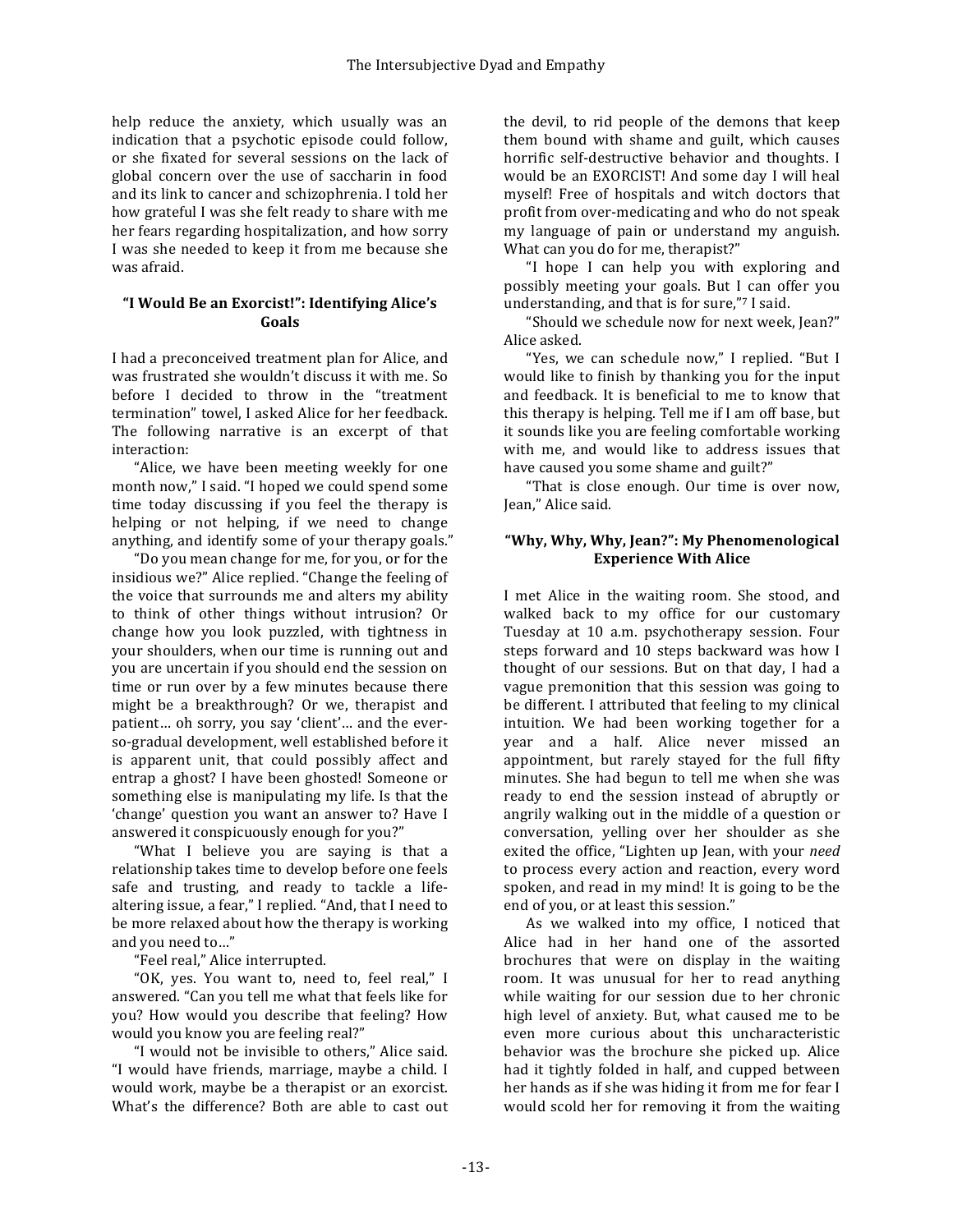help reduce the anxiety, which usually was an indication that a psychotic episode could follow, or she fixated for several sessions on the lack of global concern over the use of saccharin in food and its link to cancer and schizophrenia. I told her how grateful I was she felt ready to share with me her fears regarding hospitalization, and how sorry I was she needed to keep it from me because she was afraid.

### "I Would Be an Exorcist!": Identifying Alice's Goals

I had a preconceived treatment plan for Alice, and was frustrated she wouldn't discuss it with me. So before I decided to throw in the "treatment termination" towel, I asked Alice for her feedback. The following narrative is an excerpt of that interaction:

"Alice, we have been meeting weekly for one month now," I said. "I hoped we could spend some time today discussing if you feel the therapy is helping or not helping, if we need to change anything, and identify some of your therapy goals."

"Do you mean change for me, for you, or for the insidious we?" Alice replied. "Change the feeling of the voice that surrounds me and alters my ability to think of other things without intrusion? Or change how you look puzzled, with tightness in your shoulders, when our time is running out and you are uncertain if you should end the session on time or run over by a few minutes because there might be a breakthrough? Or we, therapist and patient… oh sorry, you say 'client'… and the ever-so-gradual development, well established before it is apparent unit, that could possibly affect and entrap a ghost? I have been ghosted! Someone or something else is manipulating my life. Is that the 'change' question you want an answer to? Have I answered it conspicuously enough for you?"

"What I believe you are saying is that a relationship takes time to develop before one feels safe and trusting, and ready to tackle a life-altering issue, a fear," I replied. "And, that I need to be more relaxed about how the therapy is working and you need to…"

"Feel real," Alice interrupted.

"OK, yes. You want to, need to, feel real," I answered. "Can you tell me what that feels like for you? How would you describe that feeling? How would you know you are feeling real?"

"I would not be invisible to others," Alice said. "I would have friends, marriage, maybe a child. I would work, maybe be a therapist or an exorcist. What's the difference? Both are able to cast out the devil, to rid people of the demons that keep them bound with shame and guilt, which causes horrific self-destructive behavior and thoughts. I would be an EXORCIST! And some day I will heal myself! Free of hospitals and witch doctors that profit from over-medicating and who do not speak my language of pain or understand my anguish. What can you do for me, therapist?"

"I hope I can help you with exploring and possibly meeting your goals. But I can offer you understanding, and that is for sure,"[7] I said.

"Should we schedule now for next week, Jean?" Alice asked.

"Yes, we can schedule now," I replied. "But I would like to finish by thanking you for the input and feedback. It is beneficial to me to know that this therapy is helping. Tell me if I am off base, but it sounds like you are feeling comfortable working with me, and would like to address issues that have caused you some shame and guilt?"

"That is close enough. Our time is over now, Jean," Alice said.

### "Why, Why, Why, Jean?": My Phenomenological Experience With Alice

I met Alice in the waiting room. She stood, and walked back to my office for our customary Tuesday at 10 a.m. psychotherapy session. Four steps forward and 10 steps backward was how I thought of our sessions. But on that day, I had a vague premonition that this session was going to be different. I attributed that feeling to my clinical intuition. We had been working together for a year and a half. Alice never missed an appointment, but rarely stayed for the full fifty minutes. She had begun to tell me when she was ready to end the session instead of abruptly or angrily walking out in the middle of a question or conversation, yelling over her shoulder as she exited the office, "Lighten up Jean, with your *need* to process every action and reaction, every word spoken, and read in my mind! It is going to be the end of you, or at least this session."

As we walked into my office, I noticed that Alice had in her hand one of the assorted brochures that were on display in the waiting room. It was unusual for her to read anything while waiting for our session due to her chronic high level of anxiety. But, what caused me to be even more curious about this uncharacteristic behavior was the brochure she picked up. Alice had it tightly folded in half, and cupped between her hands as if she was hiding it from me for fear I would scold her for removing it from the waiting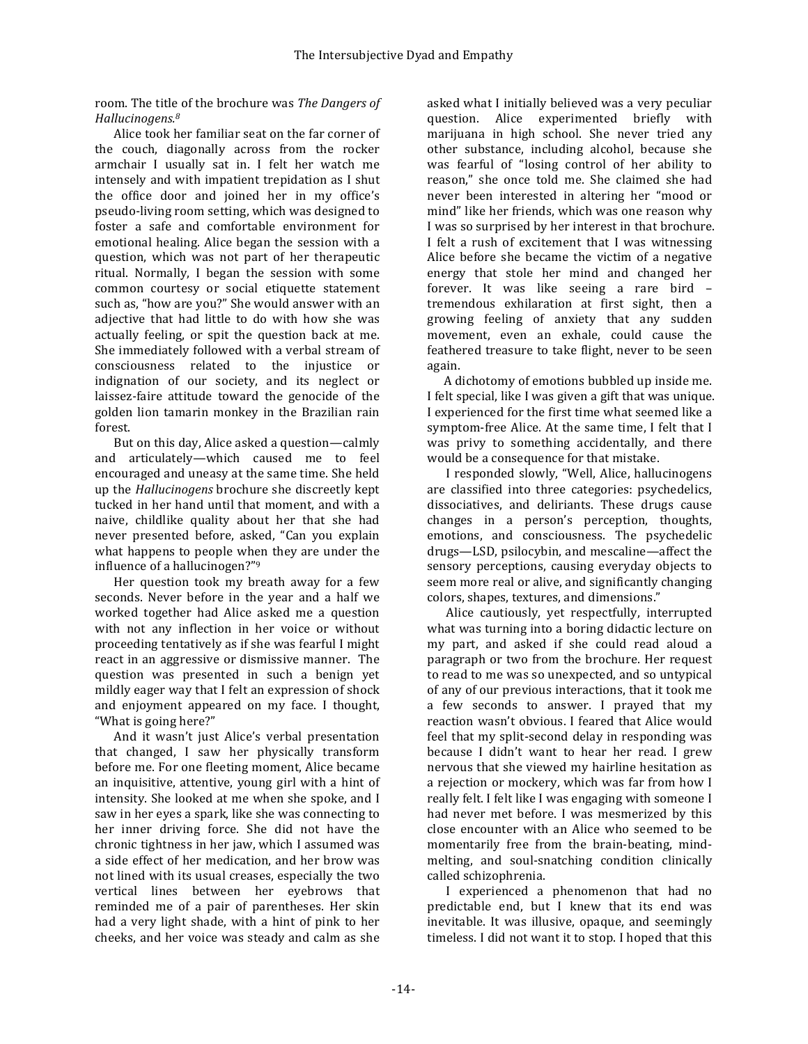room. The title of the brochure was *The Dangers of Hallucinogens.*[8]

Alice took her familiar seat on the far corner of the couch, diagonally across from the rocker armchair I usually sat in. I felt her watch me intensely and with impatient trepidation as I shut the office door and joined her in my office's pseudo-living room setting, which was designed to foster a safe and comfortable environment for emotional healing. Alice began the session with a question, which was not part of her therapeutic ritual. Normally, I began the session with some common courtesy or social etiquette statement such as, "how are you?" She would answer with an adjective that had little to do with how she was actually feeling, or spit the question back at me. She immediately followed with a verbal stream of consciousness related to the injustice or indignation of our society, and its neglect or laissez-faire attitude toward the genocide of the golden lion tamarin monkey in the Brazilian rain forest.

But on this day, Alice asked a question—calmly and articulately—which caused me to feel encouraged and uneasy at the same time. She held up the *Hallucinogens* brochure she discreetly kept tucked in her hand until that moment, and with a naive, childlike quality about her that she had never presented before, asked, "Can you explain what happens to people when they are under the influence of a hallucinogen?"[9]

Her question took my breath away for a few seconds. Never before in the year and a half we worked together had Alice asked me a question with not any inflection in her voice or without proceeding tentatively as if she was fearful I might react in an aggressive or dismissive manner. The question was presented in such a benign yet mildly eager way that I felt an expression of shock and enjoyment appeared on my face. I thought, "What is going here?"

And it wasn't just Alice's verbal presentation that changed, I saw her physically transform before me. For one fleeting moment, Alice became an inquisitive, attentive, young girl with a hint of intensity. She looked at me when she spoke, and I saw in her eyes a spark, like she was connecting to her inner driving force. She did not have the chronic tightness in her jaw, which I assumed was a side effect of her medication, and her brow was not lined with its usual creases, especially the two vertical lines between her eyebrows that reminded me of a pair of parentheses. Her skin had a very light shade, with a hint of pink to her cheeks, and her voice was steady and calm as she asked what I initially believed was a very peculiar question. Alice experimented briefly with marijuana in high school. She never tried any other substance, including alcohol, because she was fearful of "losing control of her ability to reason," she once told me. She claimed she had never been interested in altering her "mood or mind" like her friends, which was one reason why I was so surprised by her interest in that brochure. I felt a rush of excitement that I was witnessing Alice before she became the victim of a negative energy that stole her mind and changed her forever. It was like seeing a rare bird – tremendous exhilaration at first sight, then a growing feeling of anxiety that any sudden movement, even an exhale, could cause the feathered treasure to take flight, never to be seen again.

A dichotomy of emotions bubbled up inside me. I felt special, like I was given a gift that was unique. I experienced for the first time what seemed like a symptom-free Alice. At the same time, I felt that I was privy to something accidentally, and there would be a consequence for that mistake.

I responded slowly, "Well, Alice, hallucinogens are classified into three categories: psychedelics, dissociatives, and deliriants. These drugs cause changes in a person's perception, thoughts, emotions, and consciousness. The psychedelic drugs—LSD, psilocybin, and mescaline—affect the sensory perceptions, causing everyday objects to seem more real or alive, and significantly changing colors, shapes, textures, and dimensions."

Alice cautiously, yet respectfully, interrupted what was turning into a boring didactic lecture on my part, and asked if she could read aloud a paragraph or two from the brochure. Her request to read to me was so unexpected, and so untypical of any of our previous interactions, that it took me a few seconds to answer. I prayed that my reaction wasn't obvious. I feared that Alice would feel that my split-second delay in responding was because I didn't want to hear her read. I grew nervous that she viewed my hairline hesitation as a rejection or mockery, which was far from how I really felt. I felt like I was engaging with someone I had never met before. I was mesmerized by this close encounter with an Alice who seemed to be momentarily free from the brain-beating, mind-melting, and soul-snatching condition clinically called schizophrenia.

I experienced a phenomenon that had no predictable end, but I knew that its end was inevitable. It was illusive, opaque, and seemingly timeless. I did not want it to stop. I hoped that this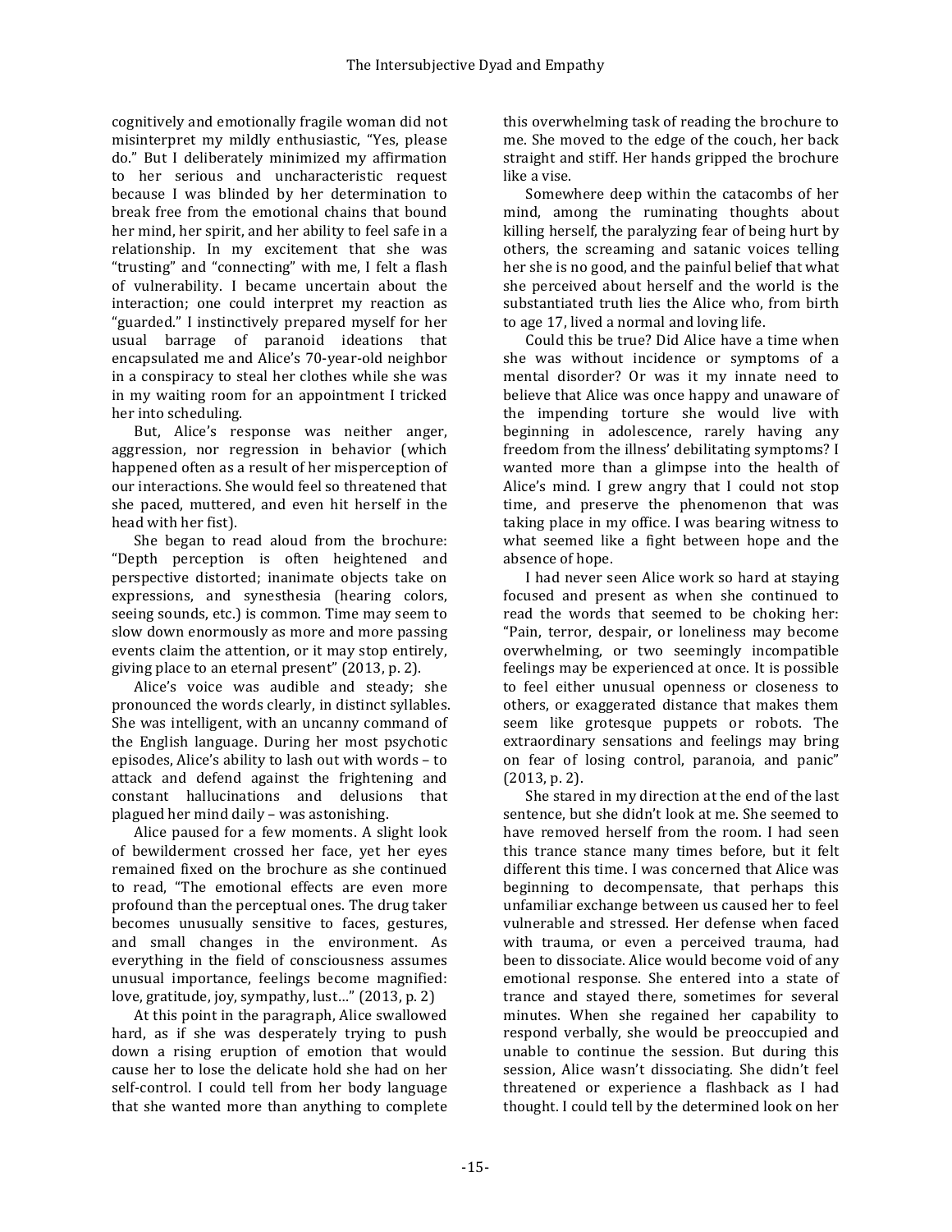cognitively and emotionally fragile woman did not misinterpret my mildly enthusiastic, "Yes, please do." But I deliberately minimized my affirmation to her serious and uncharacteristic request because I was blinded by her determination to break free from the emotional chains that bound her mind, her spirit, and her ability to feel safe in a relationship. In my excitement that she was "trusting" and "connecting" with me, I felt a flash of vulnerability. I became uncertain about the interaction; one could interpret my reaction as "guarded." I instinctively prepared myself for her usual barrage of paranoid ideations that encapsulated me and Alice's 70-year-old neighbor in a conspiracy to steal her clothes while she was in my waiting room for an appointment I tricked her into scheduling.

But, Alice's response was neither anger, aggression, nor regression in behavior (which happened often as a result of her misperception of our interactions. She would feel so threatened that she paced, muttered, and even hit herself in the head with her fist).

She began to read aloud from the brochure: "Depth perception is often heightened and perspective distorted; inanimate objects take on expressions, and synesthesia (hearing colors, seeing sounds, etc.) is common. Time may seem to slow down enormously as more and more passing events claim the attention, or it may stop entirely, giving place to an eternal present" (2013, p. 2).

Alice's voice was audible and steady; she pronounced the words clearly, in distinct syllables. She was intelligent, with an uncanny command of the English language. During her most psychotic episodes, Alice's ability to lash out with words – to attack and defend against the frightening and constant hallucinations and delusions that plagued her mind daily – was astonishing.

Alice paused for a few moments. A slight look of bewilderment crossed her face, yet her eyes remained fixed on the brochure as she continued to read, "The emotional effects are even more profound than the perceptual ones. The drug taker becomes unusually sensitive to faces, gestures, and small changes in the environment. As everything in the field of consciousness assumes unusual importance, feelings become magnified: love, gratitude, joy, sympathy, lust…" (2013, p. 2)

At this point in the paragraph, Alice swallowed hard, as if she was desperately trying to push down a rising eruption of emotion that would cause her to lose the delicate hold she had on her self-control. I could tell from her body language that she wanted more than anything to complete this overwhelming task of reading the brochure to me. She moved to the edge of the couch, her back straight and stiff. Her hands gripped the brochure like a vise.

Somewhere deep within the catacombs of her mind, among the ruminating thoughts about killing herself, the paralyzing fear of being hurt by others, the screaming and satanic voices telling her she is no good, and the painful belief that what she perceived about herself and the world is the substantiated truth lies the Alice who, from birth to age 17, lived a normal and loving life.

Could this be true? Did Alice have a time when she was without incidence or symptoms of a mental disorder? Or was it my innate need to believe that Alice was once happy and unaware of the impending torture she would live with beginning in adolescence, rarely having any freedom from the illness' debilitating symptoms? I wanted more than a glimpse into the health of Alice's mind. I grew angry that I could not stop time, and preserve the phenomenon that was taking place in my office. I was bearing witness to what seemed like a fight between hope and the absence of hope.

I had never seen Alice work so hard at staying focused and present as when she continued to read the words that seemed to be choking her: "Pain, terror, despair, or loneliness may become overwhelming, or two seemingly incompatible feelings may be experienced at once. It is possible to feel either unusual openness or closeness to others, or exaggerated distance that makes them seem like grotesque puppets or robots. The extraordinary sensations and feelings may bring on fear of losing control, paranoia, and panic" (2013, p. 2).

She stared in my direction at the end of the last sentence, but she didn't look at me. She seemed to have removed herself from the room. I had seen this trance stance many times before, but it felt different this time. I was concerned that Alice was beginning to decompensate, that perhaps this unfamiliar exchange between us caused her to feel vulnerable and stressed. Her defense when faced with trauma, or even a perceived trauma, had been to dissociate. Alice would become void of any emotional response. She entered into a state of trance and stayed there, sometimes for several minutes. When she regained her capability to respond verbally, she would be preoccupied and unable to continue the session. But during this session, Alice wasn't dissociating. She didn't feel threatened or experience a flashback as I had thought. I could tell by the determined look on her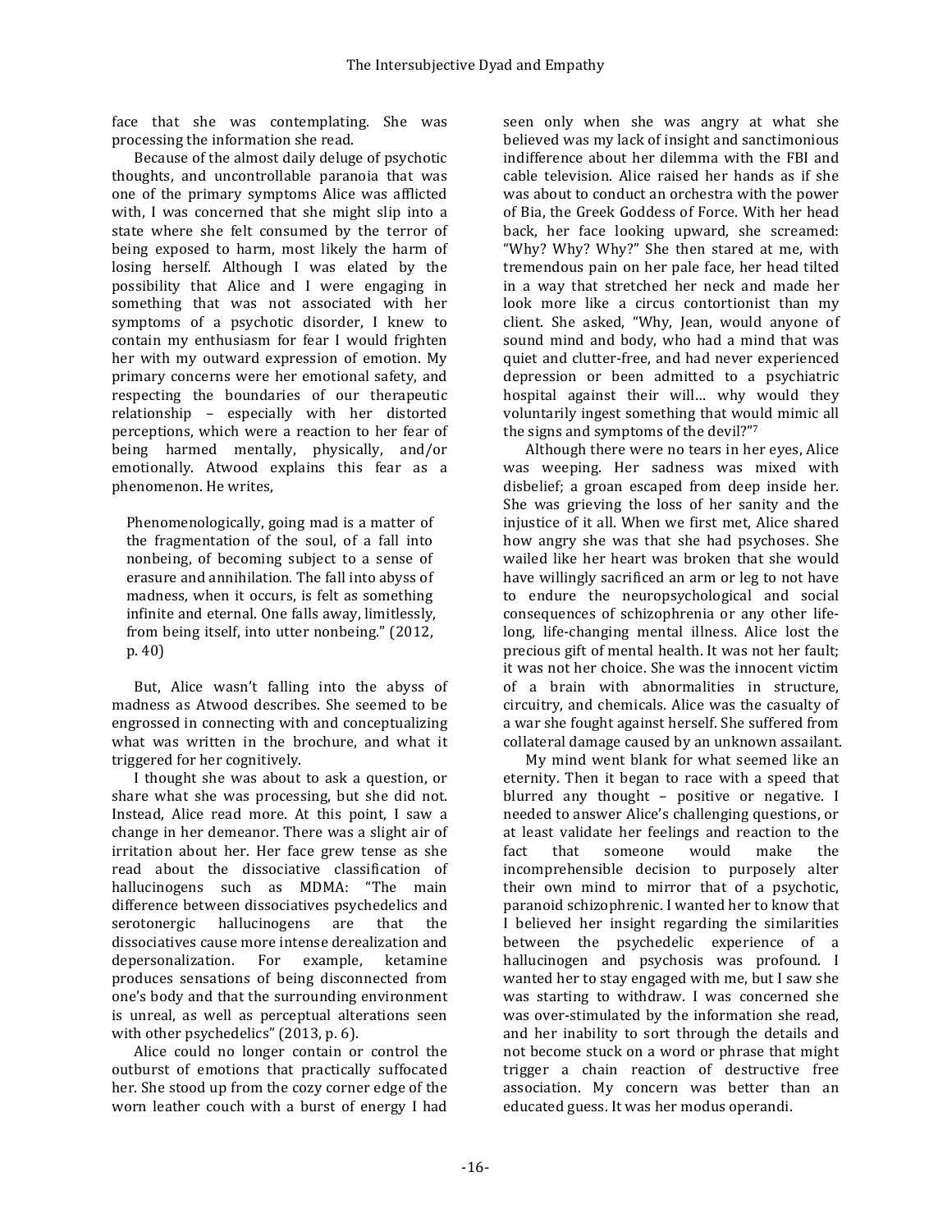face that she was contemplating. She was processing the information she read.

Because of the almost daily deluge of psychotic thoughts, and uncontrollable paranoia that was one of the primary symptoms Alice was afflicted with, I was concerned that she might slip into a state where she felt consumed by the terror of being exposed to harm, most likely the harm of losing herself. Although I was elated by the possibility that Alice and I were engaging in something that was not associated with her symptoms of a psychotic disorder, I knew to contain my enthusiasm for fear I would frighten her with my outward expression of emotion. My primary concerns were her emotional safety, and respecting the boundaries of our therapeutic relationship – especially with her distorted perceptions, which were a reaction to her fear of being harmed mentally, physically, and/or emotionally. Atwood explains this fear as a phenomenon. He writes,

> Phenomenologically, going mad is a matter of the fragmentation of the soul, of a fall into nonbeing, of becoming subject to a sense of erasure and annihilation. The fall into abyss of madness, when it occurs, is felt as something infinite and eternal. One falls away, limitlessly, from being itself, into utter nonbeing." (2012, p. 40)

But, Alice wasn't falling into the abyss of madness as Atwood describes. She seemed to be engrossed in connecting with and conceptualizing what was written in the brochure, and what it triggered for her cognitively.

I thought she was about to ask a question, or share what she was processing, but she did not. Instead, Alice read more. At this point, I saw a change in her demeanor. There was a slight air of irritation about her. Her face grew tense as she read about the dissociative classification of hallucinogens such as MDMA: "The main difference between dissociatives psychedelics and serotonergic hallucinogens are that the dissociatives cause more intense derealization and depersonalization. For example, ketamine produces sensations of being disconnected from one's body and that the surrounding environment is unreal, as well as perceptual alterations seen with other psychedelics" (2013, p. 6).

Alice could no longer contain or control the outburst of emotions that practically suffocated her. She stood up from the cozy corner edge of the worn leather couch with a burst of energy I had seen only when she was angry at what she believed was my lack of insight and sanctimonious indifference about her dilemma with the FBI and cable television. Alice raised her hands as if she was about to conduct an orchestra with the power of Bia, the Greek Goddess of Force. With her head back, her face looking upward, she screamed: "Why? Why? Why?" She then stared at me, with tremendous pain on her pale face, her head tilted in a way that stretched her neck and made her look more like a circus contortionist than my client. She asked, "Why, Jean, would anyone of sound mind and body, who had a mind that was quiet and clutter-free, and had never experienced depression or been admitted to a psychiatric hospital against their will… why would they voluntarily ingest something that would mimic all the signs and symptoms of the devil?"[7]

Although there were no tears in her eyes, Alice was weeping. Her sadness was mixed with disbelief; a groan escaped from deep inside her. She was grieving the loss of her sanity and the injustice of it all. When we first met, Alice shared how angry she was that she had psychoses. She wailed like her heart was broken that she would have willingly sacrificed an arm or leg to not have to endure the neuropsychological and social consequences of schizophrenia or any other life-long, life-changing mental illness. Alice lost the precious gift of mental health. It was not her fault; it was not her choice. She was the innocent victim of a brain with abnormalities in structure, circuitry, and chemicals. Alice was the casualty of a war she fought against herself. She suffered from collateral damage caused by an unknown assailant.

My mind went blank for what seemed like an eternity. Then it began to race with a speed that blurred any thought – positive or negative. I needed to answer Alice's challenging questions, or at least validate her feelings and reaction to the fact that someone would make the incomprehensible decision to purposely alter their own mind to mirror that of a psychotic, paranoid schizophrenic. I wanted her to know that I believed her insight regarding the similarities between the psychedelic experience of a hallucinogen and psychosis was profound. I wanted her to stay engaged with me, but I saw she was starting to withdraw. I was concerned she was over-stimulated by the information she read, and her inability to sort through the details and not become stuck on a word or phrase that might trigger a chain reaction of destructive free association. My concern was better than an educated guess. It was her modus operandi.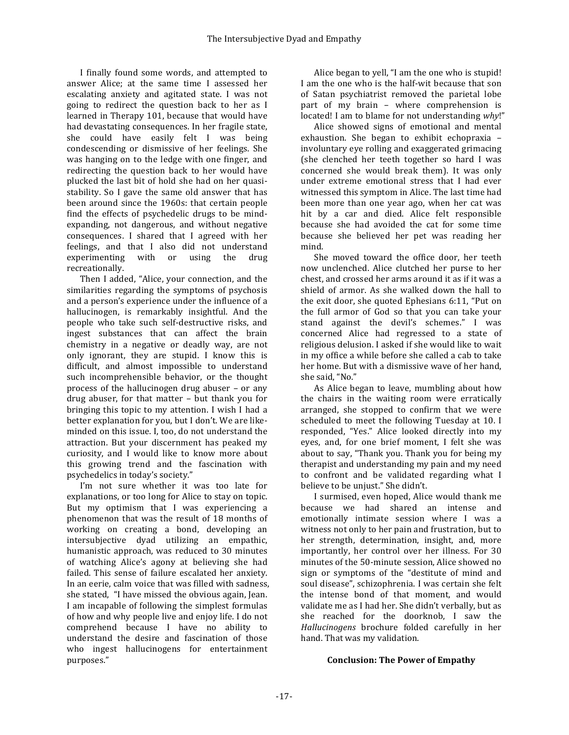I finally found some words, and attempted to answer Alice; at the same time I assessed her escalating anxiety and agitated state. I was not going to redirect the question back to her as I learned in Therapy 101, because that would have had devastating consequences. In her fragile state, she could have easily felt I was being condescending or dismissive of her feelings. She was hanging on to the ledge with one finger, and redirecting the question back to her would have plucked the last bit of hold she had on her quasi-stability. So I gave the same old answer that has been around since the 1960s: that certain people find the effects of psychedelic drugs to be mind-expanding, not dangerous, and without negative consequences. I shared that I agreed with her feelings, and that I also did not understand experimenting with or using the drug recreationally.

Then I added, "Alice, your connection, and the similarities regarding the symptoms of psychosis and a person's experience under the influence of a hallucinogen, is remarkably insightful. And the people who take such self-destructive risks, and ingest substances that can affect the brain chemistry in a negative or deadly way, are not only ignorant, they are stupid. I know this is difficult, and almost impossible to understand such incomprehensible behavior, or the thought process of the hallucinogen drug abuser – or any drug abuser, for that matter – but thank you for bringing this topic to my attention. I wish I had a better explanation for you, but I don't. We are like-minded on this issue. I, too, do not understand the attraction. But your discernment has peaked my curiosity, and I would like to know more about this growing trend and the fascination with psychedelics in today's society."

I'm not sure whether it was too late for explanations, or too long for Alice to stay on topic. But my optimism that I was experiencing a phenomenon that was the result of 18 months of working on creating a bond, developing an intersubjective dyad utilizing an empathic, humanistic approach, was reduced to 30 minutes of watching Alice's agony at believing she had failed. This sense of failure escalated her anxiety. In an eerie, calm voice that was filled with sadness, she stated, "I have missed the obvious again, Jean. I am incapable of following the simplest formulas of how and why people live and enjoy life. I do not comprehend because I have no ability to understand the desire and fascination of those who ingest hallucinogens for entertainment purposes."

Alice began to yell, "I am the one who is stupid! I am the one who is the half-wit because that son of Satan psychiatrist removed the parietal lobe part of my brain – where comprehension is located! I am to blame for not understanding *why*!"

Alice showed signs of emotional and mental exhaustion. She began to exhibit echopraxia – involuntary eye rolling and exaggerated grimacing (she clenched her teeth together so hard I was concerned she would break them). It was only under extreme emotional stress that I had ever witnessed this symptom in Alice. The last time had been more than one year ago, when her cat was hit by a car and died. Alice felt responsible because she had avoided the cat for some time because she believed her pet was reading her mind.

She moved toward the office door, her teeth now unclenched. Alice clutched her purse to her chest, and crossed her arms around it as if it was a shield of armor. As she walked down the hall to the exit door, she quoted Ephesians 6:11, "Put on the full armor of God so that you can take your stand against the devil's schemes." I was concerned Alice had regressed to a state of religious delusion. I asked if she would like to wait in my office a while before she called a cab to take her home. But with a dismissive wave of her hand, she said, "No."

As Alice began to leave, mumbling about how the chairs in the waiting room were erratically arranged, she stopped to confirm that we were scheduled to meet the following Tuesday at 10. I responded, "Yes." Alice looked directly into my eyes, and, for one brief moment, I felt she was about to say, "Thank you. Thank you for being my therapist and understanding my pain and my need to confront and be validated regarding what I believe to be unjust." She didn't.

I surmised, even hoped, Alice would thank me because we had shared an intense and emotionally intimate session where I was a witness not only to her pain and frustration, but to her strength, determination, insight, and, more importantly, her control over her illness. For 30 minutes of the 50-minute session, Alice showed no sign or symptoms of the "destitute of mind and soul disease", schizophrenia. I was certain she felt the intense bond of that moment, and would validate me as I had her. She didn't verbally, but as she reached for the doorknob, I saw the *Hallucinogens* brochure folded carefully in her hand. That was my validation.

## Conclusion: The Power of Empathy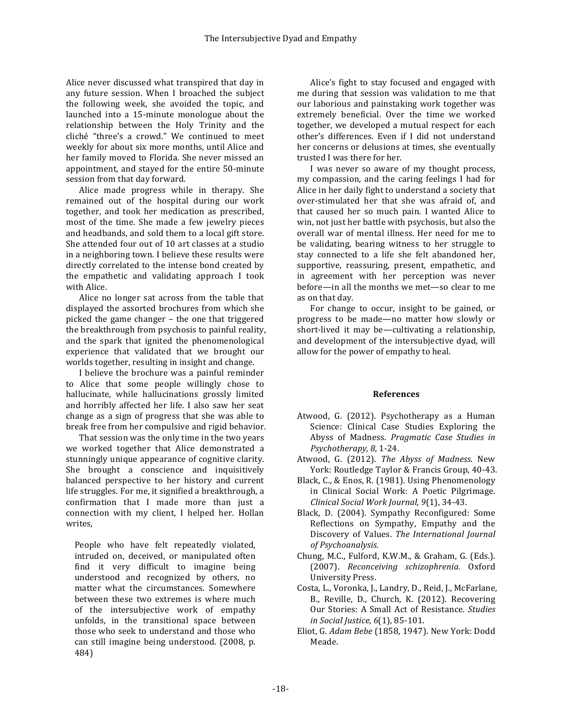Alice never discussed what transpired that day in any future session. When I broached the subject the following week, she avoided the topic, and launched into a 15-minute monologue about the relationship between the Holy Trinity and the cliché "three's a crowd." We continued to meet weekly for about six more months, until Alice and her family moved to Florida. She never missed an appointment, and stayed for the entire 50-minute session from that day forward.

Alice made progress while in therapy. She remained out of the hospital during our work together, and took her medication as prescribed, most of the time. She made a few jewelry pieces and headbands, and sold them to a local gift store. She attended four out of 10 art classes at a studio in a neighboring town. I believe these results were directly correlated to the intense bond created by the empathetic and validating approach I took with Alice.

Alice no longer sat across from the table that displayed the assorted brochures from which she picked the game changer – the one that triggered the breakthrough from psychosis to painful reality, and the spark that ignited the phenomenological experience that validated that we brought our worlds together, resulting in insight and change.

I believe the brochure was a painful reminder to Alice that some people willingly chose to hallucinate, while hallucinations grossly limited and horribly affected her life. I also saw her seat change as a sign of progress that she was able to break free from her compulsive and rigid behavior.

That session was the only time in the two years we worked together that Alice demonstrated a stunningly unique appearance of cognitive clarity. She brought a conscience and inquisitively balanced perspective to her history and current life struggles. For me, it signified a breakthrough, a confirmation that I made more than just a connection with my client, I helped her. Hollan writes,

> People who have felt repeatedly violated, intruded on, deceived, or manipulated often find it very difficult to imagine being understood and recognized by others, no matter what the circumstances. Somewhere between these two extremes is where much of the intersubjective work of empathy unfolds, in the transitional space between those who seek to understand and those who can still imagine being understood. (2008, p. 484)

Alice's fight to stay focused and engaged with me during that session was validation to me that our laborious and painstaking work together was extremely beneficial. Over the time we worked together, we developed a mutual respect for each other's differences. Even if I did not understand her concerns or delusions at times, she eventually trusted I was there for her.

I was never so aware of my thought process, my compassion, and the caring feelings I had for Alice in her daily fight to understand a society that over-stimulated her that she was afraid of, and that caused her so much pain. I wanted Alice to win, not just her battle with psychosis, but also the overall war of mental illness. Her need for me to be validating, bearing witness to her struggle to stay connected to a life she felt abandoned her, supportive, reassuring, present, empathetic, and in agreement with her perception was never before—in all the months we met—so clear to me as on that day.

For change to occur, insight to be gained, or progress to be made—no matter how slowly or short-lived it may be—cultivating a relationship, and development of the intersubjective dyad, will allow for the power of empathy to heal.

## References

Atwood, G. (2012). Psychotherapy as a Human Science: Clinical Case Studies Exploring the Abyss of Madness. *Pragmatic Case Studies in Psychotherapy, 8*, 1-24.

Atwood, G. (2012). *The Abyss of Madness*. New York: Routledge Taylor & Francis Group, 40-43.

Black, C., & Enos, R. (1981). Using Phenomenology in Clinical Social Work: A Poetic Pilgrimage. *Clinical Social Work Journal, 9*(1), 34-43.

Black, D. (2004). Sympathy Reconfigured: Some Reflections on Sympathy, Empathy and the Discovery of Values. *The International Journal of Psychoanalysis*.

Chung, M.C., Fulford, K.W.M., & Graham, G. (Eds.). (2007). *Reconceiving schizophrenia*. Oxford University Press.

Costa, L., Voronka, J., Landry, D., Reid, J., McFarlane, B., Reville, D., Church, K. (2012). Recovering Our Stories: A Small Act of Resistance. *Studies in Social Justice, 6*(1), 85-101.

Eliot, G. *Adam Bebe* (1858, 1947). New York: Dodd Meade.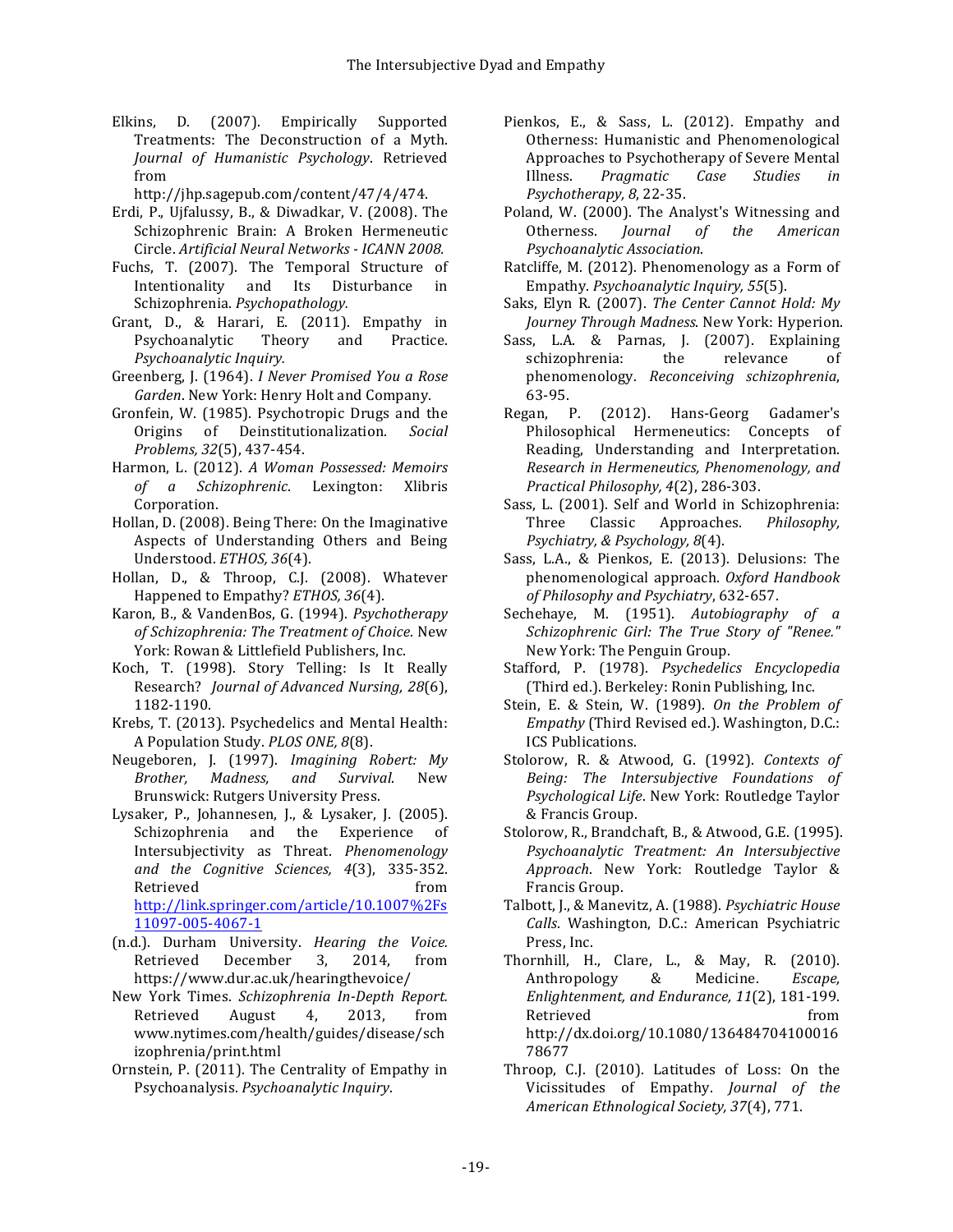Elkins, D. (2007). Empirically Supported Treatments: The Deconstruction of a Myth. *Journal of Humanistic Psychology*. Retrieved from http://jhp.sagepub.com/content/47/4/474.

Erdi, P., Ujfalussy, B., & Diwadkar, V. (2008). The Schizophrenic Brain: A Broken Hermeneutic Circle. *Artificial Neural Networks - ICANN 2008*.

Fuchs, T. (2007). The Temporal Structure of Intentionality and Its Disturbance in Schizophrenia. *Psychopathology.*

Grant, D., & Harari, E. (2011). Empathy in Psychoanalytic Theory and Practice. *Psychoanalytic Inquiry.*

Greenberg, J. (1964). *I Never Promised You a Rose Garden*. New York: Henry Holt and Company.

Gronfein, W. (1985). Psychotropic Drugs and the Origins of Deinstitutionalization. *Social Problems, 32*(5), 437-454.

Harmon, L. (2012). *A Woman Possessed: Memoirs of a Schizophrenic*. Lexington: Xlibris Corporation.

Hollan, D. (2008). Being There: On the Imaginative Aspects of Understanding Others and Being Understood. *ETHOS, 36*(4).

Hollan, D., & Throop, C.J. (2008). Whatever Happened to Empathy? *ETHOS, 36*(4).

Karon, B., & VandenBos, G. (1994). *Psychotherapy of Schizophrenia: The Treatment of Choice*. New York: Rowan & Littlefield Publishers, Inc.

Koch, T. (1998). Story Telling: Is It Really Research? *Journal of Advanced Nursing, 28*(6), 1182-1190.

Krebs, T. (2013). Psychedelics and Mental Health: A Population Study. *PLOS ONE, 8*(8).

Neugeboren, J. (1997). *Imagining Robert: My Brother, Madness, and Survival*. New Brunswick: Rutgers University Press.

Lysaker, P., Johannesen, J., & Lysaker, J. (2005). Schizophrenia and the Experience of Intersubjectivity as Threat. *Phenomenology and the Cognitive Sciences, 4*(3), 335-352. Retrieved from http://link.springer.com/article/10.1007%2Fs11097-005-4067-1

(n.d.). Durham University. *Hearing the Voice.* Retrieved December 3, 2014, from https://www.dur.ac.uk/hearingthevoice/

New York Times. *Schizophrenia In-Depth Report.* Retrieved August 4, 2013, from www.nytimes.com/health/guides/disease/schizophrenia/print.html

Ornstein, P. (2011). The Centrality of Empathy in Psychoanalysis. *Psychoanalytic Inquiry*.

Pienkos, E., & Sass, L. (2012). Empathy and Otherness: Humanistic and Phenomenological Approaches to Psychotherapy of Severe Mental Illness. *Pragmatic Case Studies in Psychotherapy, 8*, 22-35.

Poland, W. (2000). The Analyst's Witnessing and Otherness. *Journal of the American Psychoanalytic Association*.

Ratcliffe, M. (2012). Phenomenology as a Form of Empathy. *Psychoanalytic Inquiry, 55*(5).

Saks, Elyn R. (2007). *The Center Cannot Hold: My Journey Through Madness*. New York: Hyperion.

Sass, L.A. & Parnas, J. (2007). Explaining schizophrenia: the relevance of phenomenology. *Reconceiving schizophrenia*, 63-95.

Regan, P. (2012). Hans-Georg Gadamer's Philosophical Hermeneutics: Concepts of Reading, Understanding and Interpretation. *Research in Hermeneutics, Phenomenology, and Practical Philosophy, 4*(2), 286-303.

Sass, L. (2001). Self and World in Schizophrenia: Three Classic Approaches. *Philosophy, Psychiatry, & Psychology, 8*(4).

Sass, L.A., & Pienkos, E. (2013). Delusions: The phenomenological approach. *Oxford Handbook of Philosophy and Psychiatry*, 632-657.

Sechehaye, M. (1951). *Autobiography of a Schizophrenic Girl: The True Story of "Renee."* New York: The Penguin Group.

Stafford, P. (1978). *Psychedelics Encyclopedia* (Third ed.). Berkeley: Ronin Publishing, Inc.

Stein, E. & Stein, W. (1989). *On the Problem of Empathy* (Third Revised ed.). Washington, D.C.: ICS Publications.

Stolorow, R. & Atwood, G. (1992). *Contexts of Being: The Intersubjective Foundations of Psychological Life*. New York: Routledge Taylor & Francis Group.

Stolorow, R., Brandchaft, B., & Atwood, G.E. (1995). *Psychoanalytic Treatment: An Intersubjective Approach*. New York: Routledge Taylor & Francis Group.

Talbott, J., & Manevitz, A. (1988). *Psychiatric House Calls*. Washington, D.C.: American Psychiatric Press, Inc.

Thornhill, H., Clare, L., & May, R. (2010). Anthropology & Medicine. *Escape, Enlightenment, and Endurance, 11*(2), 181-199. Retrieved from http://dx.doi.org/10.1080/13648470410001678677

Throop, C.J. (2010). Latitudes of Loss: On the Vicissitudes of Empathy. *Journal of the American Ethnological Society, 37*(4), 771.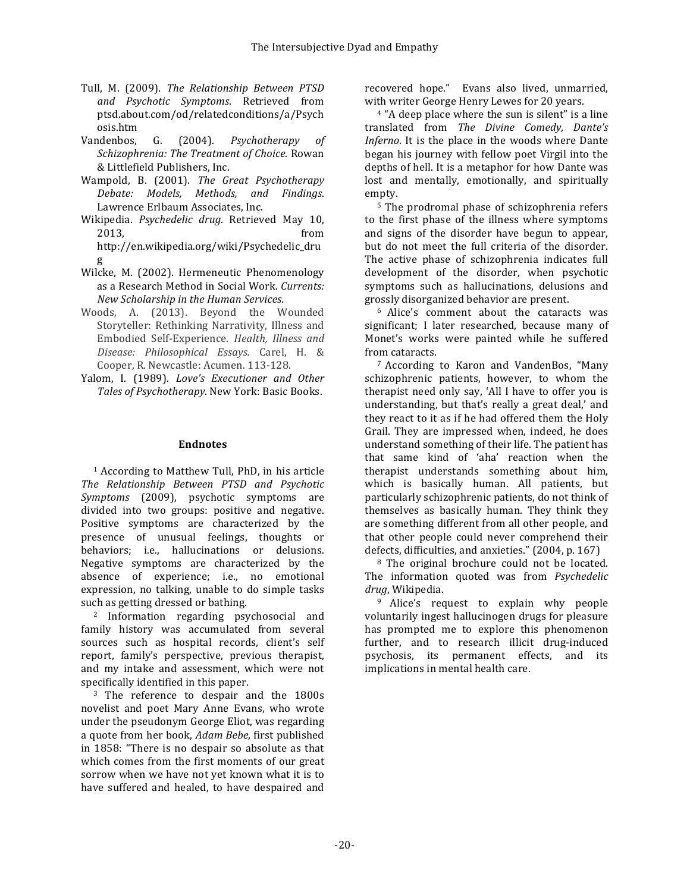Tull, M. (2009). *The Relationship Between PTSD and Psychotic Symptoms*. Retrieved from ptsd.about.com/od/relatedconditions/a/Psychosis.htm

Vandenbos, G. (2004). *Psychotherapy of Schizophrenia: The Treatment of Choice*. Rowan & Littlefield Publishers, Inc.

Wampold, B. (2001). *The Great Psychotherapy Debate: Models, Methods, and Findings*. Lawrence Erlbaum Associates, Inc.

Wikipedia. *Psychedelic drug.* Retrieved May 10, 2013, from http://en.wikipedia.org/wiki/Psychedelic_drug

Wilcke, M. (2002). Hermeneutic Phenomenology as a Research Method in Social Work. *Currents: New Scholarship in the Human Services*.

Woods, A. (2013). Beyond the Wounded Storyteller: Rethinking Narrativity, Illness and Embodied Self-Experience. *Health, Illness and Disease: Philosophical Essays.* Carel, H. & Cooper, R. Newcastle: Acumen. 113-128.

Yalom, I. (1989). *Love's Executioner and Other Tales of Psychotherapy*. New York: Basic Books.

**Endnotes**

[1] According to Matthew Tull, PhD, in his article *The Relationship Between PTSD and Psychotic Symptoms* (2009), psychotic symptoms are divided into two groups: positive and negative. Positive symptoms are characterized by the presence of unusual feelings, thoughts or behaviors; i.e., hallucinations or delusions. Negative symptoms are characterized by the absence of experience; i.e., no emotional expression, no talking, unable to do simple tasks such as getting dressed or bathing.

[2] Information regarding psychosocial and family history was accumulated from several sources such as hospital records, client's self report, family's perspective, previous therapist, and my intake and assessment, which were not specifically identified in this paper.

[3] The reference to despair and the 1800s novelist and poet Mary Anne Evans, who wrote under the pseudonym George Eliot, was regarding a quote from her book, *Adam Bebe*, first published in 1858: "There is no despair so absolute as that which comes from the first moments of our great sorrow when we have not yet known what it is to have suffered and healed, to have despaired and recovered hope." Evans also lived, unmarried, with writer George Henry Lewes for 20 years.

[4] "A deep place where the sun is silent" is a line translated from *The Divine Comedy, Dante's Inferno*. It is the place in the woods where Dante began his journey with fellow poet Virgil into the depths of hell. It is a metaphor for how Dante was lost and mentally, emotionally, and spiritually empty.

[5] The prodromal phase of schizophrenia refers to the first phase of the illness where symptoms and signs of the disorder have begun to appear, but do not meet the full criteria of the disorder. The active phase of schizophrenia indicates full development of the disorder, when psychotic symptoms such as hallucinations, delusions and grossly disorganized behavior are present.

[6] Alice's comment about the cataracts was significant; I later researched, because many of Monet's works were painted while he suffered from cataracts.

[7] According to Karon and VandenBos, "Many schizophrenic patients, however, to whom the therapist need only say, 'All I have to offer you is understanding, but that's really a great deal,' and they react to it as if he had offered them the Holy Grail. They are impressed when, indeed, he does understand something of their life. The patient has that same kind of 'aha' reaction when the therapist understands something about him, which is basically human. All patients, but particularly schizophrenic patients, do not think of themselves as basically human. They think they are something different from all other people, and that other people could never comprehend their defects, difficulties, and anxieties." (2004, p. 167)

[8] The original brochure could not be located. The information quoted was from *Psychedelic drug*, Wikipedia.

[9] Alice's request to explain why people voluntarily ingest hallucinogen drugs for pleasure has prompted me to explore this phenomenon further, and to research illicit drug-induced psychosis, its permanent effects, and its implications in mental health care.